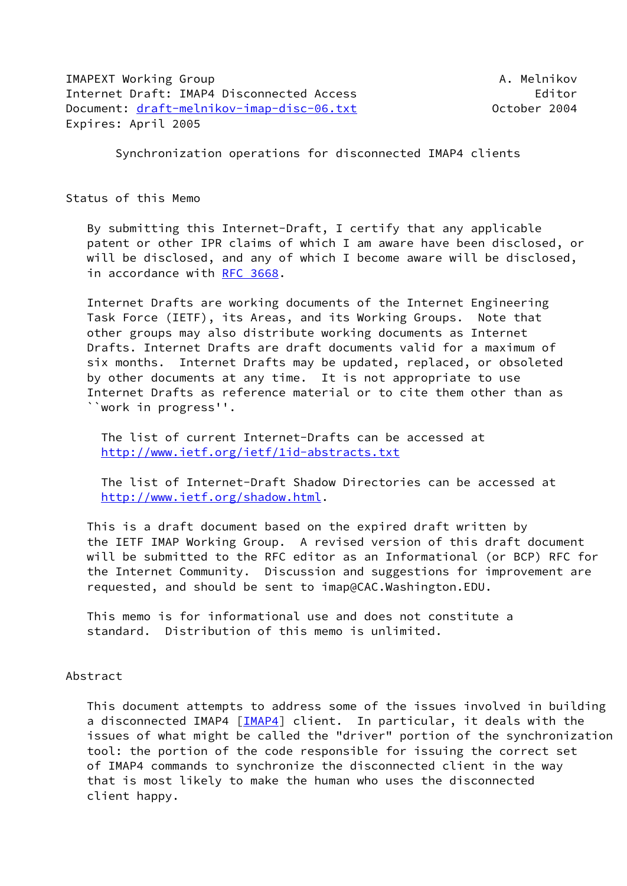IMAPEXT Working Group A. Melnikov
Internet Draft: IMAP4 Disconnected Access Editor
Document: draft-melnikov-imap-disc-06.txt October 2004
Expires: April 2005

# Synchronization operations for disconnected IMAP4 clients

## Status of this Memo

By submitting this Internet-Draft, I certify that any applicable patent or other IPR claims of which I am aware have been disclosed, or will be disclosed, and any of which I become aware will be disclosed, in accordance with RFC 3668.

Internet Drafts are working documents of the Internet Engineering Task Force (IETF), its Areas, and its Working Groups. Note that other groups may also distribute working documents as Internet Drafts. Internet Drafts are draft documents valid for a maximum of six months. Internet Drafts may be updated, replaced, or obsoleted by other documents at any time. It is not appropriate to use Internet Drafts as reference material or to cite them other than as ``work in progress''.

The list of current Internet-Drafts can be accessed at http://www.ietf.org/ietf/1id-abstracts.txt

The list of Internet-Draft Shadow Directories can be accessed at http://www.ietf.org/shadow.html.

This is a draft document based on the expired draft written by the IETF IMAP Working Group. A revised version of this draft document will be submitted to the RFC editor as an Informational (or BCP) RFC for the Internet Community. Discussion and suggestions for improvement are requested, and should be sent to imap@CAC.Washington.EDU.

This memo is for informational use and does not constitute a standard. Distribution of this memo is unlimited.

## Abstract

This document attempts to address some of the issues involved in building a disconnected IMAP4 [IMAP4] client. In particular, it deals with the issues of what might be called the "driver" portion of the synchronization tool: the portion of the code responsible for issuing the correct set of IMAP4 commands to synchronize the disconnected client in the way that is most likely to make the human who uses the disconnected client happy.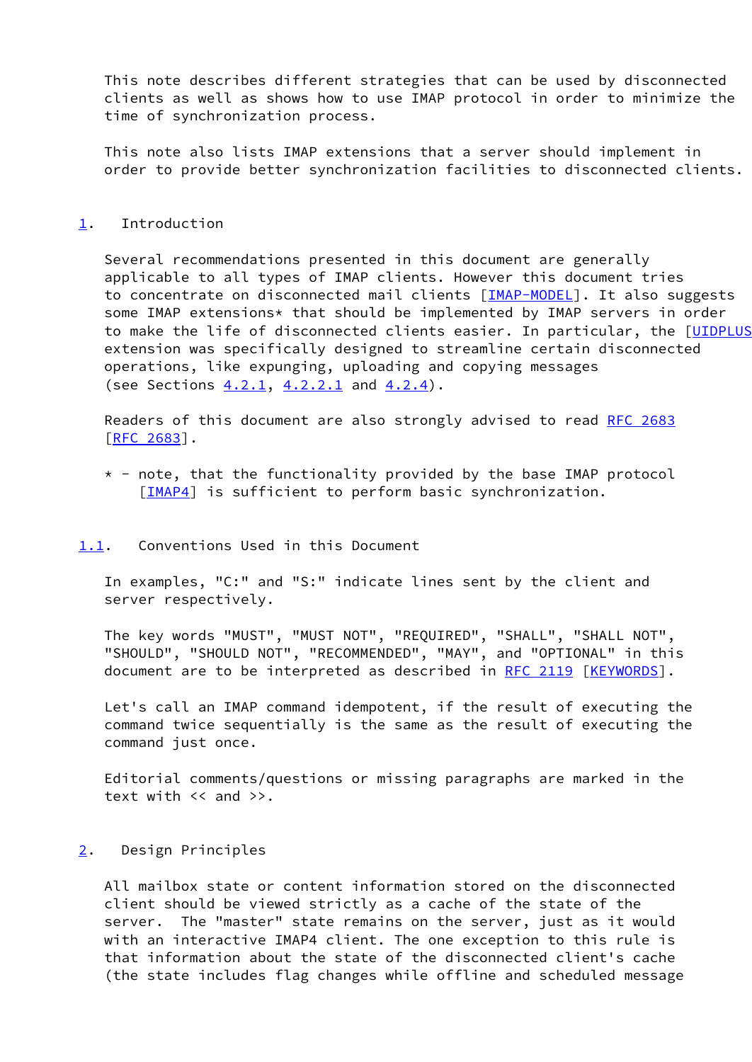This note describes different strategies that can be used by disconnected clients as well as shows how to use IMAP protocol in order to minimize the time of synchronization process.

This note also lists IMAP extensions that a server should implement in order to provide better synchronization facilities to disconnected clients.

## 1. Introduction

Several recommendations presented in this document are generally applicable to all types of IMAP clients. However this document tries to concentrate on disconnected mail clients [IMAP-MODEL]. It also suggests some IMAP extensions* that should be implemented by IMAP servers in order to make the life of disconnected clients easier. In particular, the [UIDPLUS extension was specifically designed to streamline certain disconnected operations, like expunging, uploading and copying messages (see Sections 4.2.1, 4.2.2.1 and 4.2.4).

Readers of this document are also strongly advised to read RFC 2683 [RFC 2683].

\* - note, that the functionality provided by the base IMAP protocol [IMAP4] is sufficient to perform basic synchronization.

### 1.1. Conventions Used in this Document

In examples, "C:" and "S:" indicate lines sent by the client and server respectively.

The key words "MUST", "MUST NOT", "REQUIRED", "SHALL", "SHALL NOT", "SHOULD", "SHOULD NOT", "RECOMMENDED", "MAY", and "OPTIONAL" in this document are to be interpreted as described in RFC 2119 [KEYWORDS].

Let's call an IMAP command idempotent, if the result of executing the command twice sequentially is the same as the result of executing the command just once.

Editorial comments/questions or missing paragraphs are marked in the text with << and >>.

## 2. Design Principles

All mailbox state or content information stored on the disconnected client should be viewed strictly as a cache of the state of the server. The "master" state remains on the server, just as it would with an interactive IMAP4 client. The one exception to this rule is that information about the state of the disconnected client's cache (the state includes flag changes while offline and scheduled message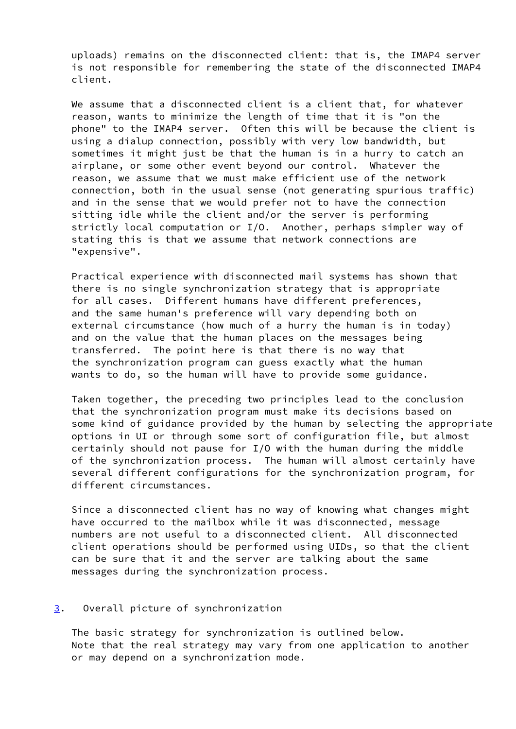uploads) remains on the disconnected client: that is, the IMAP4 server is not responsible for remembering the state of the disconnected IMAP4 client.

We assume that a disconnected client is a client that, for whatever reason, wants to minimize the length of time that it is "on the phone" to the IMAP4 server. Often this will be because the client is using a dialup connection, possibly with very low bandwidth, but sometimes it might just be that the human is in a hurry to catch an airplane, or some other event beyond our control. Whatever the reason, we assume that we must make efficient use of the network connection, both in the usual sense (not generating spurious traffic) and in the sense that we would prefer not to have the connection sitting idle while the client and/or the server is performing strictly local computation or I/O. Another, perhaps simpler way of stating this is that we assume that network connections are "expensive".

Practical experience with disconnected mail systems has shown that there is no single synchronization strategy that is appropriate for all cases. Different humans have different preferences, and the same human's preference will vary depending both on external circumstance (how much of a hurry the human is in today) and on the value that the human places on the messages being transferred. The point here is that there is no way that the synchronization program can guess exactly what the human wants to do, so the human will have to provide some guidance.

Taken together, the preceding two principles lead to the conclusion that the synchronization program must make its decisions based on some kind of guidance provided by the human by selecting the appropriate options in UI or through some sort of configuration file, but almost certainly should not pause for I/O with the human during the middle of the synchronization process. The human will almost certainly have several different configurations for the synchronization program, for different circumstances.

Since a disconnected client has no way of knowing what changes might have occurred to the mailbox while it was disconnected, message numbers are not useful to a disconnected client. All disconnected client operations should be performed using UIDs, so that the client can be sure that it and the server are talking about the same messages during the synchronization process.

## 3. Overall picture of synchronization

The basic strategy for synchronization is outlined below. Note that the real strategy may vary from one application to another or may depend on a synchronization mode.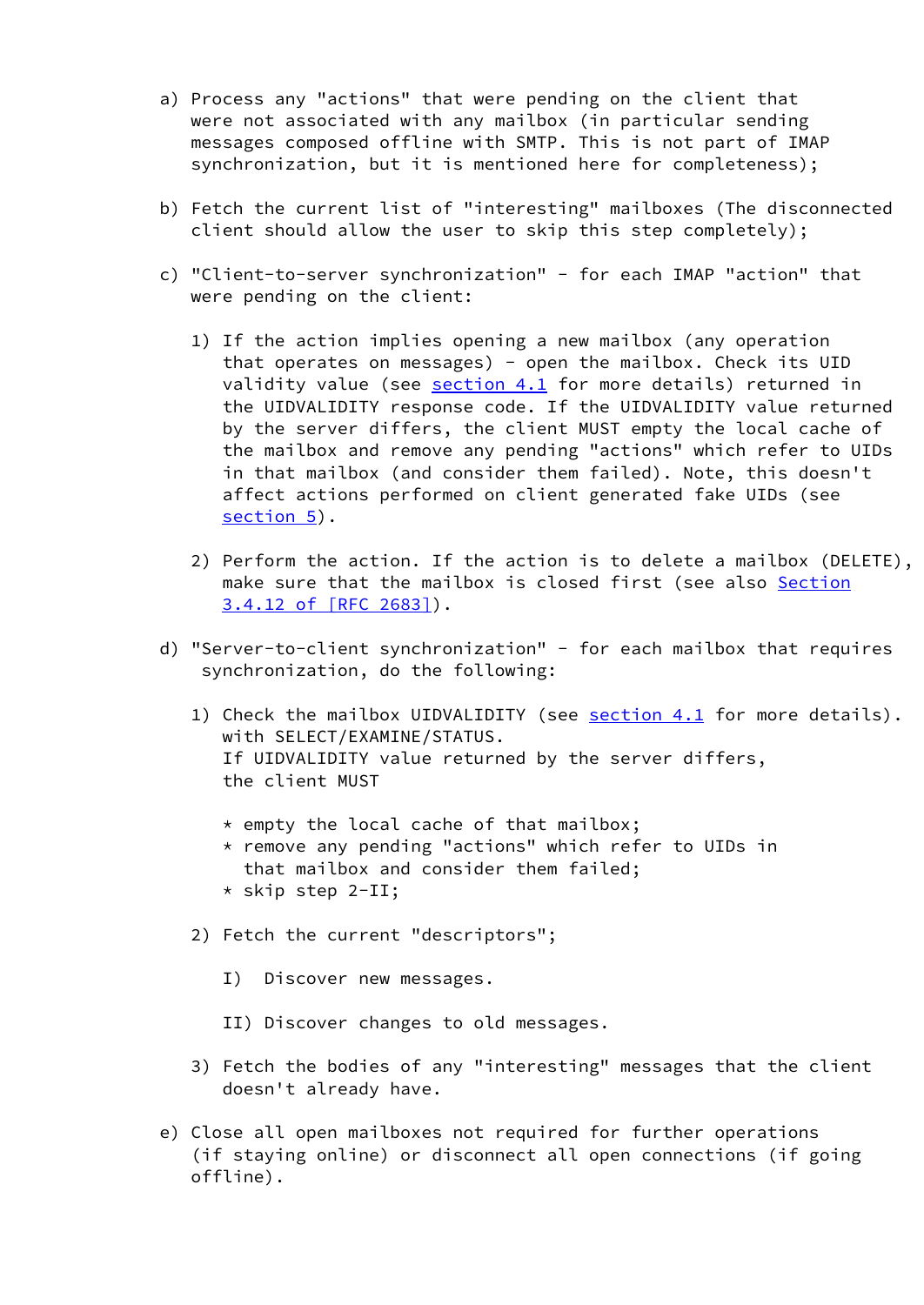a) Process any "actions" that were pending on the client that were not associated with any mailbox (in particular sending messages composed offline with SMTP. This is not part of IMAP synchronization, but it is mentioned here for completeness);

b) Fetch the current list of "interesting" mailboxes (The disconnected client should allow the user to skip this step completely);

c) "Client-to-server synchronization" - for each IMAP "action" that were pending on the client:

   1) If the action implies opening a new mailbox (any operation that operates on messages) - open the mailbox. Check its UID validity value (see section 4.1 for more details) returned in the UIDVALIDITY response code. If the UIDVALIDITY value returned by the server differs, the client MUST empty the local cache of the mailbox and remove any pending "actions" which refer to UIDs in that mailbox (and consider them failed). Note, this doesn't affect actions performed on client generated fake UIDs (see section 5).

   2) Perform the action. If the action is to delete a mailbox (DELETE), make sure that the mailbox is closed first (see also Section 3.4.12 of [RFC 2683]).

d) "Server-to-client synchronization" - for each mailbox that requires synchronization, do the following:

   1) Check the mailbox UIDVALIDITY (see section 4.1 for more details). with SELECT/EXAMINE/STATUS.
      If UIDVALIDITY value returned by the server differs, the client MUST

      * empty the local cache of that mailbox;
      * remove any pending "actions" which refer to UIDs in that mailbox and consider them failed;
      * skip step 2-II;

   2) Fetch the current "descriptors";

      I) Discover new messages.

      II) Discover changes to old messages.

   3) Fetch the bodies of any "interesting" messages that the client doesn't already have.

e) Close all open mailboxes not required for further operations (if staying online) or disconnect all open connections (if going offline).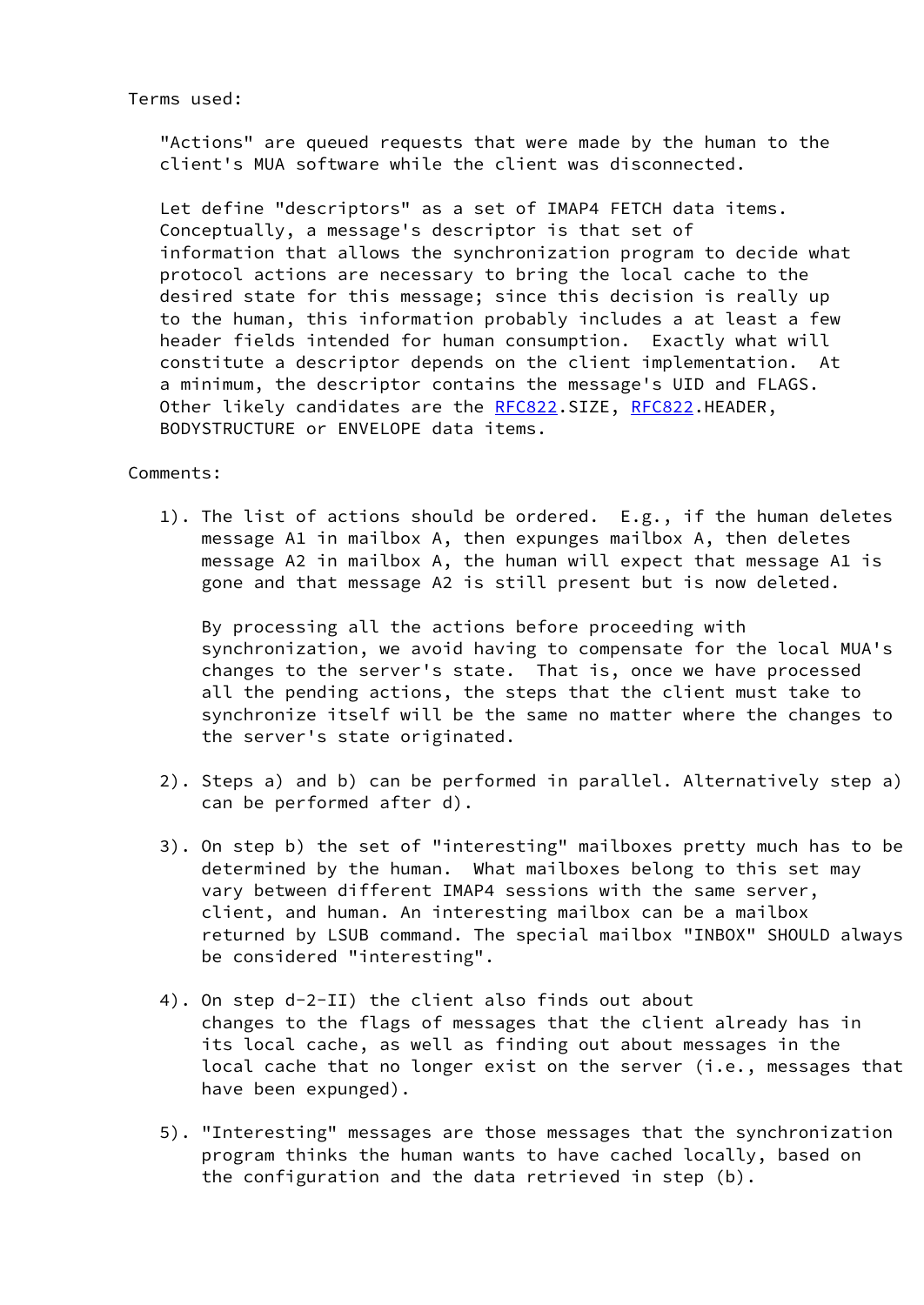Terms used:

"Actions" are queued requests that were made by the human to the client's MUA software while the client was disconnected.

Let define "descriptors" as a set of IMAP4 FETCH data items. Conceptually, a message's descriptor is that set of information that allows the synchronization program to decide what protocol actions are necessary to bring the local cache to the desired state for this message; since this decision is really up to the human, this information probably includes a at least a few header fields intended for human consumption. Exactly what will constitute a descriptor depends on the client implementation. At a minimum, the descriptor contains the message's UID and FLAGS. Other likely candidates are the RFC822.SIZE, RFC822.HEADER, BODYSTRUCTURE or ENVELOPE data items.

Comments:

1). The list of actions should be ordered. E.g., if the human deletes message A1 in mailbox A, then expunges mailbox A, then deletes message A2 in mailbox A, the human will expect that message A1 is gone and that message A2 is still present but is now deleted.

   By processing all the actions before proceeding with synchronization, we avoid having to compensate for the local MUA's changes to the server's state. That is, once we have processed all the pending actions, the steps that the client must take to synchronize itself will be the same no matter where the changes to the server's state originated.

2). Steps a) and b) can be performed in parallel. Alternatively step a) can be performed after d).

3). On step b) the set of "interesting" mailboxes pretty much has to be determined by the human. What mailboxes belong to this set may vary between different IMAP4 sessions with the same server, client, and human. An interesting mailbox can be a mailbox returned by LSUB command. The special mailbox "INBOX" SHOULD always be considered "interesting".

4). On step d-2-II) the client also finds out about changes to the flags of messages that the client already has in its local cache, as well as finding out about messages in the local cache that no longer exist on the server (i.e., messages that have been expunged).

5). "Interesting" messages are those messages that the synchronization program thinks the human wants to have cached locally, based on the configuration and the data retrieved in step (b).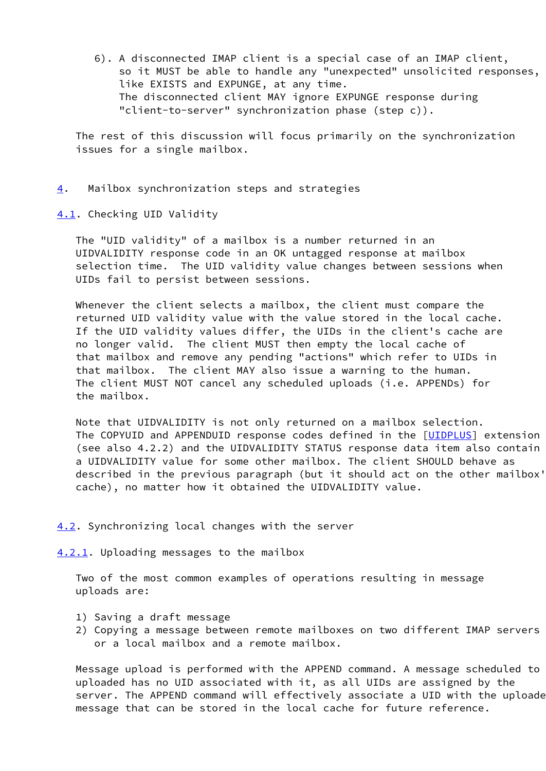6). A disconnected IMAP client is a special case of an IMAP client, so it MUST be able to handle any "unexpected" unsolicited responses, like EXISTS and EXPUNGE, at any time. The disconnected client MAY ignore EXPUNGE response during "client-to-server" synchronization phase (step c)).

The rest of this discussion will focus primarily on the synchronization issues for a single mailbox.

## 4. Mailbox synchronization steps and strategies

### 4.1. Checking UID Validity

The "UID validity" of a mailbox is a number returned in an UIDVALIDITY response code in an OK untagged response at mailbox selection time. The UID validity value changes between sessions when UIDs fail to persist between sessions.

Whenever the client selects a mailbox, the client must compare the returned UID validity value with the value stored in the local cache. If the UID validity values differ, the UIDs in the client's cache are no longer valid. The client MUST then empty the local cache of that mailbox and remove any pending "actions" which refer to UIDs in that mailbox. The client MAY also issue a warning to the human. The client MUST NOT cancel any scheduled uploads (i.e. APPENDs) for the mailbox.

Note that UIDVALIDITY is not only returned on a mailbox selection. The COPYUID and APPENDUID response codes defined in the [UIDPLUS] extension (see also 4.2.2) and the UIDVALIDITY STATUS response data item also contain a UIDVALIDITY value for some other mailbox. The client SHOULD behave as described in the previous paragraph (but it should act on the other mailbox' cache), no matter how it obtained the UIDVALIDITY value.

### 4.2. Synchronizing local changes with the server

#### 4.2.1. Uploading messages to the mailbox

Two of the most common examples of operations resulting in message uploads are:

1) Saving a draft message
2) Copying a message between remote mailboxes on two different IMAP servers or a local mailbox and a remote mailbox.

Message upload is performed with the APPEND command. A message scheduled to uploaded has no UID associated with it, as all UIDs are assigned by the server. The APPEND command will effectively associate a UID with the uploaded message that can be stored in the local cache for future reference.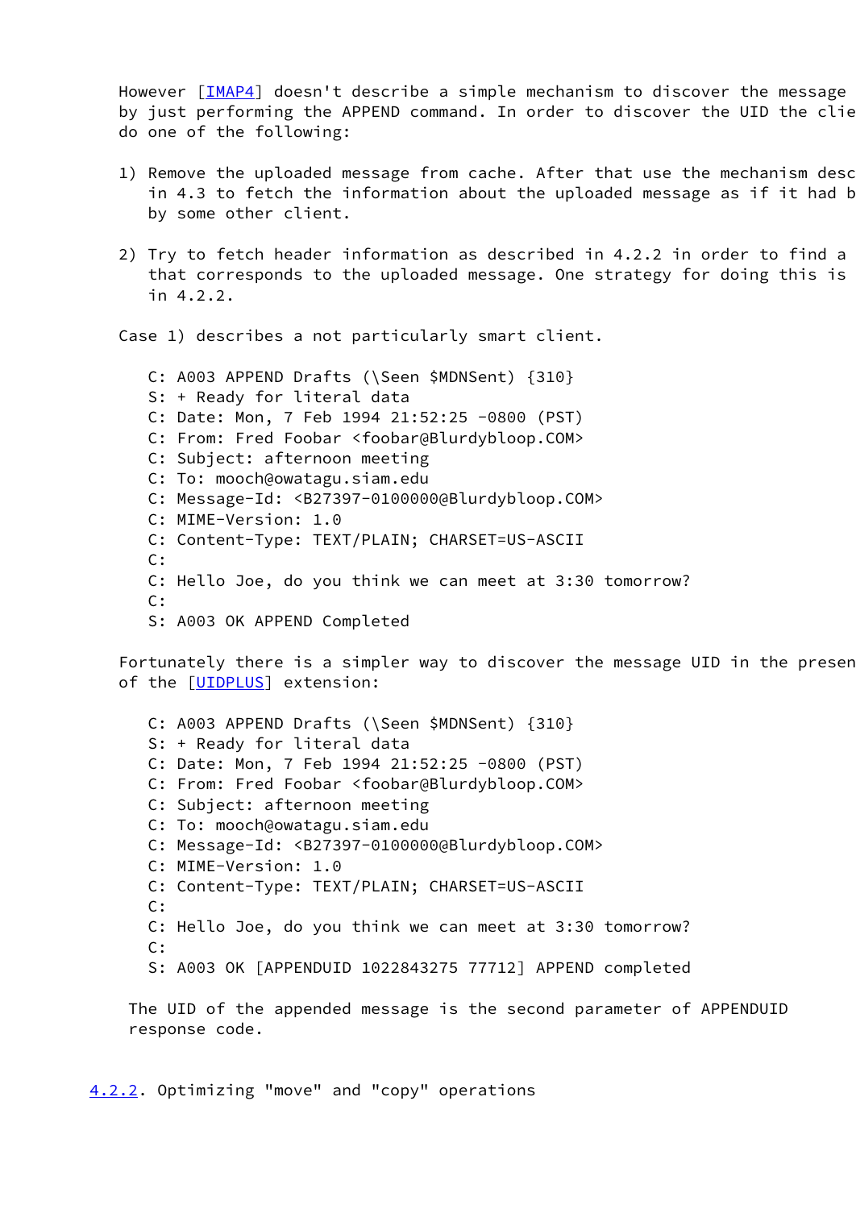However [IMAP4] doesn't describe a simple mechanism to discover the message by just performing the APPEND command. In order to discover the UID the clie do one of the following:

1) Remove the uploaded message from cache. After that use the mechanism desc in 4.3 to fetch the information about the uploaded message as if it had b by some other client.

2) Try to fetch header information as described in 4.2.2 in order to find a that corresponds to the uploaded message. One strategy for doing this is in 4.2.2.

Case 1) describes a not particularly smart client.

```
C: A003 APPEND Drafts (\Seen $MDNSent) {310}
S: + Ready for literal data
C: Date: Mon, 7 Feb 1994 21:52:25 -0800 (PST)
C: From: Fred Foobar <foobar@Blurdybloop.COM>
C: Subject: afternoon meeting
C: To: mooch@owatagu.siam.edu
C: Message-Id: <B27397-0100000@Blurdybloop.COM>
C: MIME-Version: 1.0
C: Content-Type: TEXT/PLAIN; CHARSET=US-ASCII
C:
C: Hello Joe, do you think we can meet at 3:30 tomorrow?
C:
S: A003 OK APPEND Completed
```

Fortunately there is a simpler way to discover the message UID in the presen of the [UIDPLUS] extension:

```
C: A003 APPEND Drafts (\Seen $MDNSent) {310}
S: + Ready for literal data
C: Date: Mon, 7 Feb 1994 21:52:25 -0800 (PST)
C: From: Fred Foobar <foobar@Blurdybloop.COM>
C: Subject: afternoon meeting
C: To: mooch@owatagu.siam.edu
C: Message-Id: <B27397-0100000@Blurdybloop.COM>
C: MIME-Version: 1.0
C: Content-Type: TEXT/PLAIN; CHARSET=US-ASCII
C:
C: Hello Joe, do you think we can meet at 3:30 tomorrow?
C:
S: A003 OK [APPENDUID 1022843275 77712] APPEND completed
```

The UID of the appended message is the second parameter of APPENDUID response code.

### 4.2.2. Optimizing "move" and "copy" operations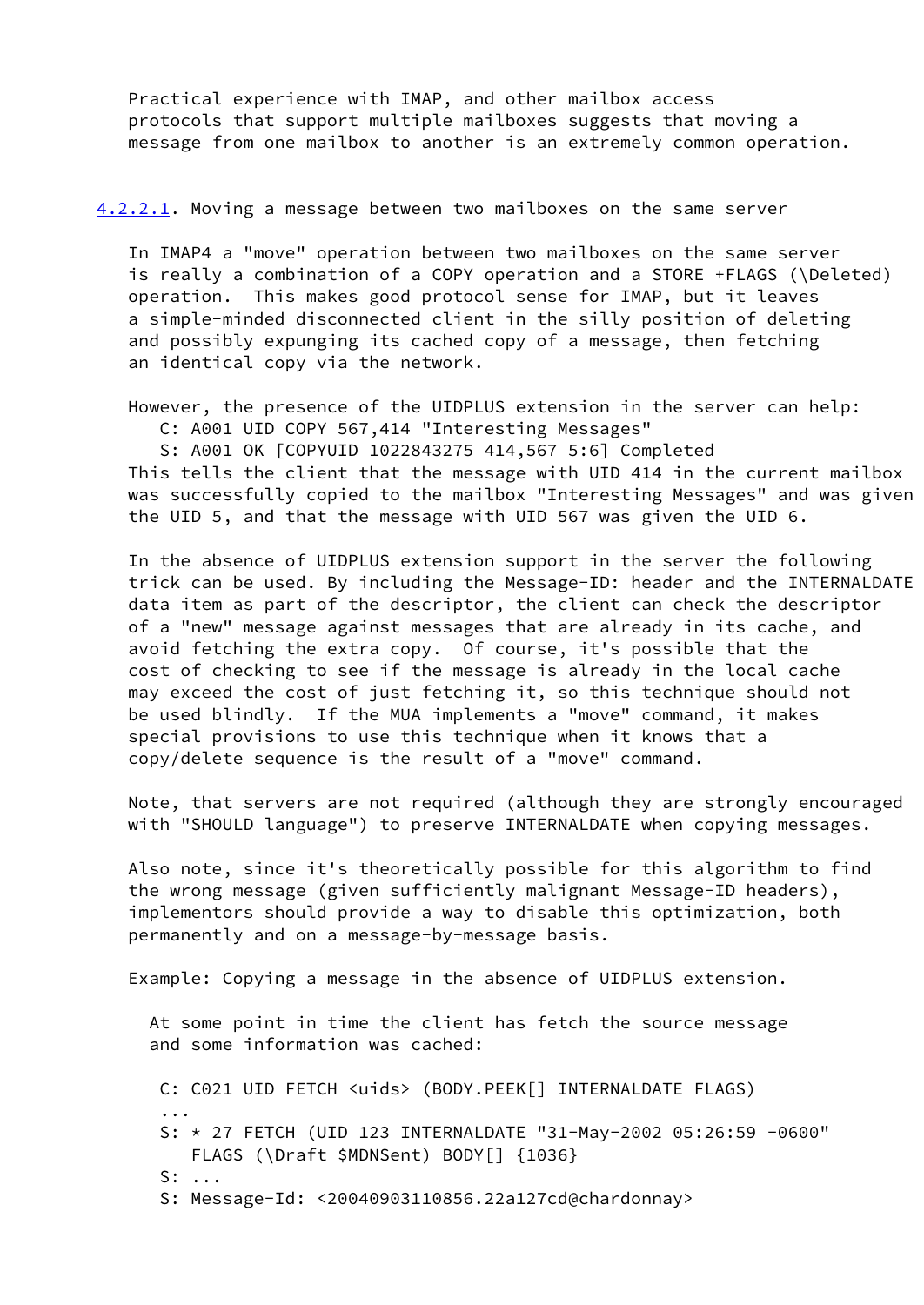Practical experience with IMAP, and other mailbox access protocols that support multiple mailboxes suggests that moving a message from one mailbox to another is an extremely common operation.

#### 4.2.2.1. Moving a message between two mailboxes on the same server

In IMAP4 a "move" operation between two mailboxes on the same server is really a combination of a COPY operation and a STORE +FLAGS (\Deleted) operation. This makes good protocol sense for IMAP, but it leaves a simple-minded disconnected client in the silly position of deleting and possibly expunging its cached copy of a message, then fetching an identical copy via the network.

However, the presence of the UIDPLUS extension in the server can help:

```
C: A001 UID COPY 567,414 "Interesting Messages"
S: A001 OK [COPYUID 1022843275 414,567 5:6] Completed
```

This tells the client that the message with UID 414 in the current mailbox was successfully copied to the mailbox "Interesting Messages" and was given the UID 5, and that the message with UID 567 was given the UID 6.

In the absence of UIDPLUS extension support in the server the following trick can be used. By including the Message-ID: header and the INTERNALDATE data item as part of the descriptor, the client can check the descriptor of a "new" message against messages that are already in its cache, and avoid fetching the extra copy. Of course, it's possible that the cost of checking to see if the message is already in the local cache may exceed the cost of just fetching it, so this technique should not be used blindly. If the MUA implements a "move" command, it makes special provisions to use this technique when it knows that a copy/delete sequence is the result of a "move" command.

Note, that servers are not required (although they are strongly encouraged with "SHOULD language") to preserve INTERNALDATE when copying messages.

Also note, since it's theoretically possible for this algorithm to find the wrong message (given sufficiently malignant Message-ID headers), implementors should provide a way to disable this optimization, both permanently and on a message-by-message basis.

Example: Copying a message in the absence of UIDPLUS extension.

At some point in time the client has fetch the source message and some information was cached:

```
C: C021 UID FETCH <uids> (BODY.PEEK[] INTERNALDATE FLAGS)
...
S: * 27 FETCH (UID 123 INTERNALDATE "31-May-2002 05:26:59 -0600"
   FLAGS (\Draft $MDNSent) BODY[] {1036}
S: ...
S: Message-Id: <20040903110856.22a127cd@chardonnay>
```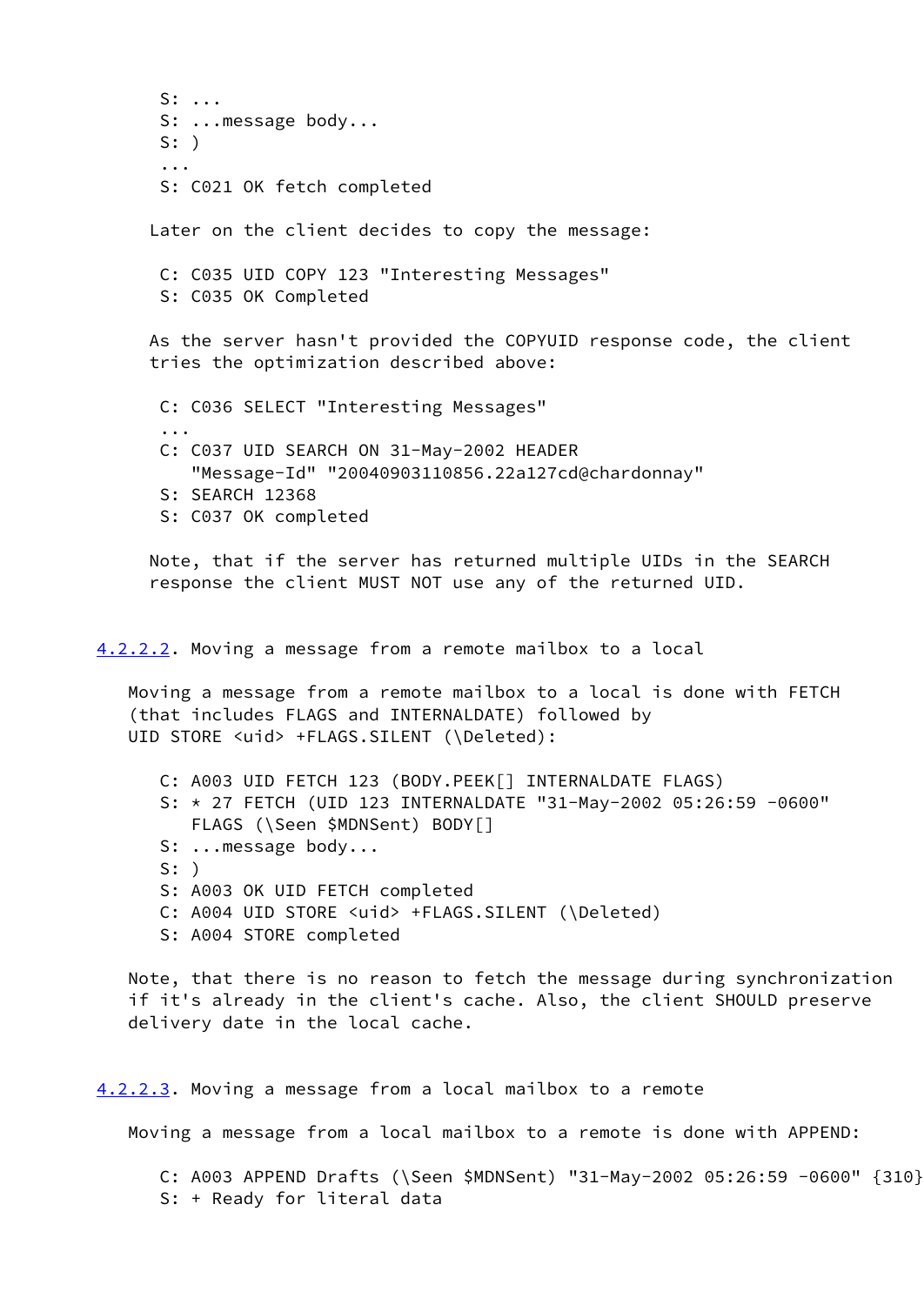```
S: ...
S: ...message body...
S: )
...
S: C021 OK fetch completed
```

Later on the client decides to copy the message:

```
C: C035 UID COPY 123 "Interesting Messages"
S: C035 OK Completed
```

As the server hasn't provided the COPYUID response code, the client tries the optimization described above:

```
C: C036 SELECT "Interesting Messages"
...
C: C037 UID SEARCH ON 31-May-2002 HEADER
   "Message-Id" "20040903110856.22a127cd@chardonnay"
S: SEARCH 12368
S: C037 OK completed
```

Note, that if the server has returned multiple UIDs in the SEARCH response the client MUST NOT use any of the returned UID.

#### 4.2.2.2. Moving a message from a remote mailbox to a local

Moving a message from a remote mailbox to a local is done with FETCH (that includes FLAGS and INTERNALDATE) followed by UID STORE <uid> +FLAGS.SILENT (\Deleted):

```
C: A003 UID FETCH 123 (BODY.PEEK[] INTERNALDATE FLAGS)
S: * 27 FETCH (UID 123 INTERNALDATE "31-May-2002 05:26:59 -0600"
   FLAGS (\Seen $MDNSent) BODY[]
S: ...message body...
S: )
S: A003 OK UID FETCH completed
C: A004 UID STORE <uid> +FLAGS.SILENT (\Deleted)
S: A004 STORE completed
```

Note, that there is no reason to fetch the message during synchronization if it's already in the client's cache. Also, the client SHOULD preserve delivery date in the local cache.

#### 4.2.2.3. Moving a message from a local mailbox to a remote

Moving a message from a local mailbox to a remote is done with APPEND:

```
C: A003 APPEND Drafts (\Seen $MDNSent) "31-May-2002 05:26:59 -0600" {310}
S: + Ready for literal data
```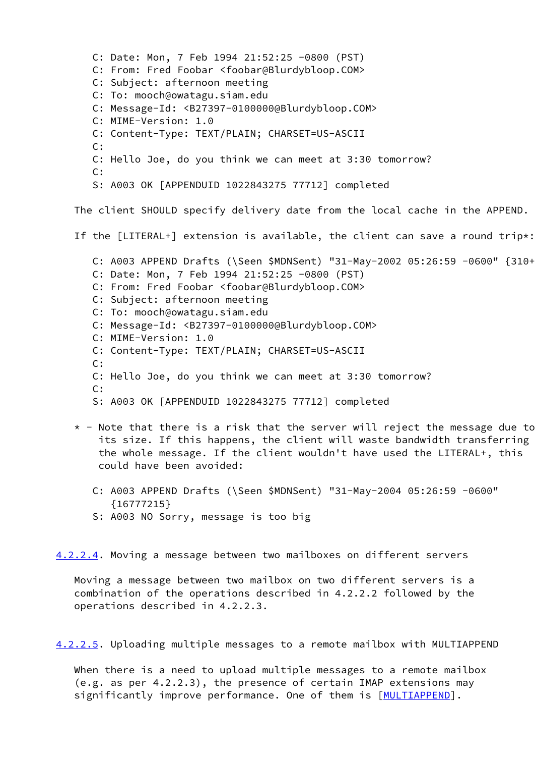```
C: Date: Mon, 7 Feb 1994 21:52:25 -0800 (PST)
C: From: Fred Foobar <foobar@Blurdybloop.COM>
C: Subject: afternoon meeting
C: To: mooch@owatagu.siam.edu
C: Message-Id: <B27397-0100000@Blurdybloop.COM>
C: MIME-Version: 1.0
C: Content-Type: TEXT/PLAIN; CHARSET=US-ASCII
C:
C: Hello Joe, do you think we can meet at 3:30 tomorrow?
C:
S: A003 OK [APPENDUID 1022843275 77712] completed
```

The client SHOULD specify delivery date from the local cache in the APPEND.

If the [LITERAL+] extension is available, the client can save a round trip*:

```
C: A003 APPEND Drafts (\Seen $MDNSent) "31-May-2002 05:26:59 -0600" {310+
C: Date: Mon, 7 Feb 1994 21:52:25 -0800 (PST)
C: From: Fred Foobar <foobar@Blurdybloop.COM>
C: Subject: afternoon meeting
C: To: mooch@owatagu.siam.edu
C: Message-Id: <B27397-0100000@Blurdybloop.COM>
C: MIME-Version: 1.0
C: Content-Type: TEXT/PLAIN; CHARSET=US-ASCII
C:
C: Hello Joe, do you think we can meet at 3:30 tomorrow?
C:
S: A003 OK [APPENDUID 1022843275 77712] completed
```

\* - Note that there is a risk that the server will reject the message due to its size. If this happens, the client will waste bandwidth transferring the whole message. If the client wouldn't have used the LITERAL+, this could have been avoided:

```
C: A003 APPEND Drafts (\Seen $MDNSent) "31-May-2004 05:26:59 -0600"
   {16777215}
S: A003 NO Sorry, message is too big
```

#### 4.2.2.4. Moving a message between two mailboxes on different servers

Moving a message between two mailbox on two different servers is a combination of the operations described in 4.2.2.2 followed by the operations described in 4.2.2.3.

#### 4.2.2.5. Uploading multiple messages to a remote mailbox with MULTIAPPEND

When there is a need to upload multiple messages to a remote mailbox (e.g. as per 4.2.2.3), the presence of certain IMAP extensions may significantly improve performance. One of them is [MULTIAPPEND].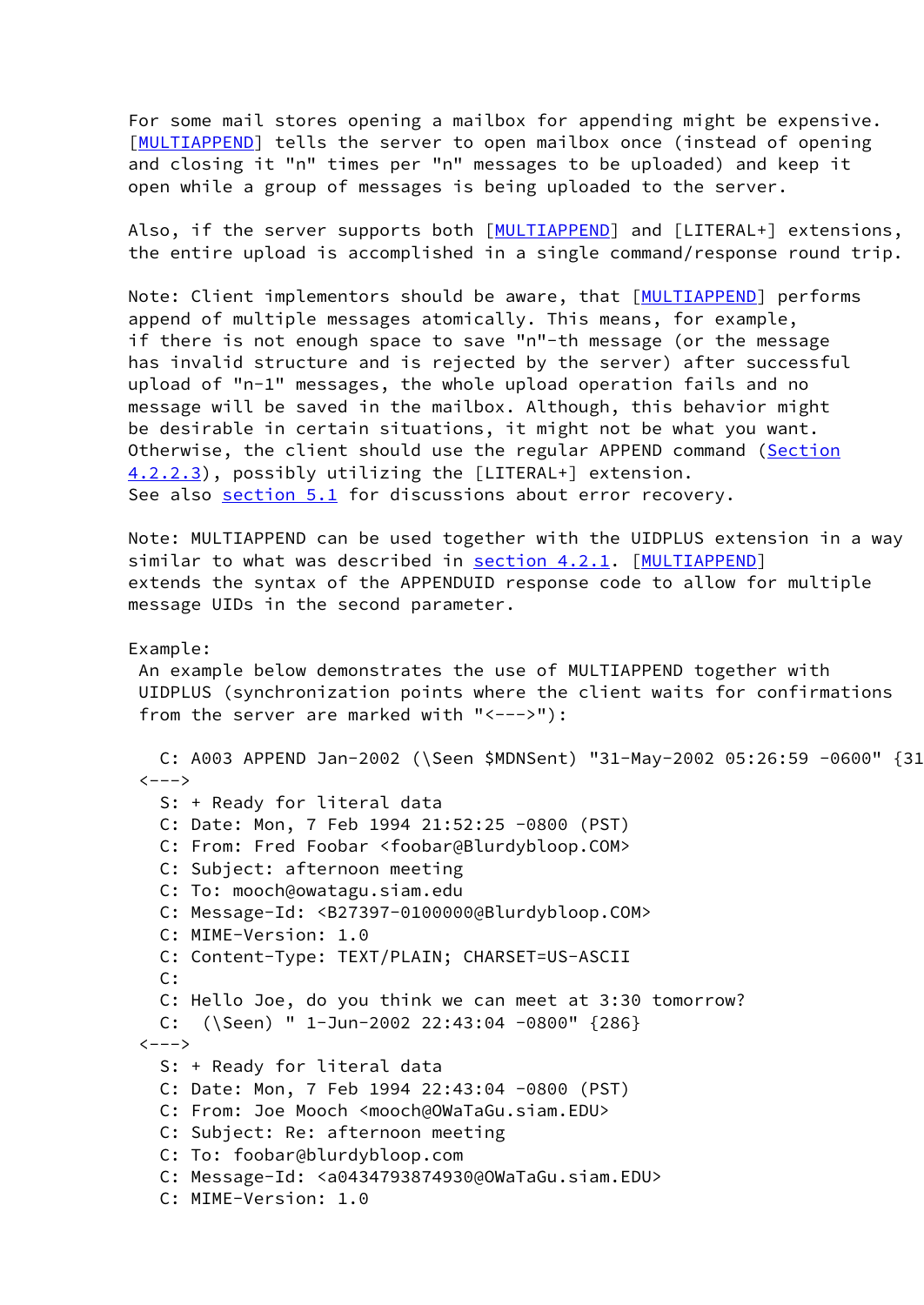For some mail stores opening a mailbox for appending might be expensive. [MULTIAPPEND] tells the server to open mailbox once (instead of opening and closing it "n" times per "n" messages to be uploaded) and keep it open while a group of messages is being uploaded to the server.

Also, if the server supports both [MULTIAPPEND] and [LITERAL+] extensions, the entire upload is accomplished in a single command/response round trip.

Note: Client implementors should be aware, that [MULTIAPPEND] performs append of multiple messages atomically. This means, for example, if there is not enough space to save "n"-th message (or the message has invalid structure and is rejected by the server) after successful upload of "n-1" messages, the whole upload operation fails and no message will be saved in the mailbox. Although, this behavior might be desirable in certain situations, it might not be what you want. Otherwise, the client should use the regular APPEND command (Section 4.2.2.3), possibly utilizing the [LITERAL+] extension. See also section 5.1 for discussions about error recovery.

Note: MULTIAPPEND can be used together with the UIDPLUS extension in a way similar to what was described in section 4.2.1. [MULTIAPPEND] extends the syntax of the APPENDUID response code to allow for multiple message UIDs in the second parameter.

Example:
 An example below demonstrates the use of MULTIAPPEND together with UIDPLUS (synchronization points where the client waits for confirmations from the server are marked with "<--->"):

```
   C: A003 APPEND Jan-2002 (\Seen $MDNSent) "31-May-2002 05:26:59 -0600" {31
 <--->
   S: + Ready for literal data
   C: Date: Mon, 7 Feb 1994 21:52:25 -0800 (PST)
   C: From: Fred Foobar <foobar@Blurdybloop.COM>
   C: Subject: afternoon meeting
   C: To: mooch@owatagu.siam.edu
   C: Message-Id: <B27397-0100000@Blurdybloop.COM>
   C: MIME-Version: 1.0
   C: Content-Type: TEXT/PLAIN; CHARSET=US-ASCII
   C:
   C: Hello Joe, do you think we can meet at 3:30 tomorrow?
   C:  (\Seen) " 1-Jun-2002 22:43:04 -0800" {286}
 <--->
   S: + Ready for literal data
   C: Date: Mon, 7 Feb 1994 22:43:04 -0800 (PST)
   C: From: Joe Mooch <mooch@OWaTaGu.siam.EDU>
   C: Subject: Re: afternoon meeting
   C: To: foobar@blurdybloop.com
   C: Message-Id: <a0434793874930@OWaTaGu.siam.EDU>
   C: MIME-Version: 1.0
```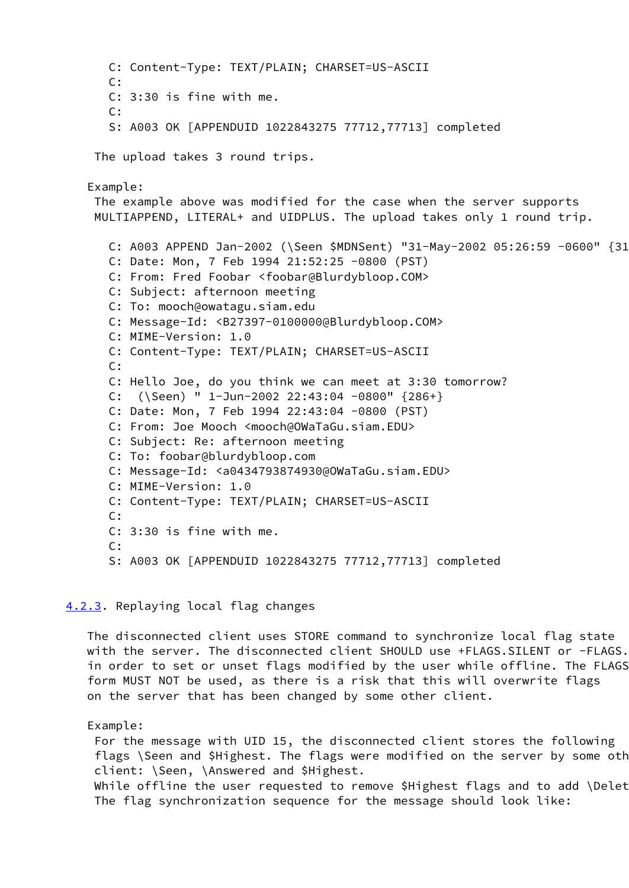```
   C: Content-Type: TEXT/PLAIN; CHARSET=US-ASCII
   C:
   C: 3:30 is fine with me.
   C:
   S: A003 OK [APPENDUID 1022843275 77712,77713] completed
```

The upload takes 3 round trips.

Example:
The example above was modified for the case when the server supports MULTIAPPEND, LITERAL+ and UIDPLUS. The upload takes only 1 round trip.

```
   C: A003 APPEND Jan-2002 (\Seen $MDNSent) "31-May-2002 05:26:59 -0600" {31
   C: Date: Mon, 7 Feb 1994 21:52:25 -0800 (PST)
   C: From: Fred Foobar <foobar@Blurdybloop.COM>
   C: Subject: afternoon meeting
   C: To: mooch@owatagu.siam.edu
   C: Message-Id: <B27397-0100000@Blurdybloop.COM>
   C: MIME-Version: 1.0
   C: Content-Type: TEXT/PLAIN; CHARSET=US-ASCII
   C:
   C: Hello Joe, do you think we can meet at 3:30 tomorrow?
   C:  (\Seen) " 1-Jun-2002 22:43:04 -0800" {286+}
   C: Date: Mon, 7 Feb 1994 22:43:04 -0800 (PST)
   C: From: Joe Mooch <mooch@OWaTaGu.siam.EDU>
   C: Subject: Re: afternoon meeting
   C: To: foobar@blurdybloop.com
   C: Message-Id: <a0434793874930@OWaTaGu.siam.EDU>
   C: MIME-Version: 1.0
   C: Content-Type: TEXT/PLAIN; CHARSET=US-ASCII
   C:
   C: 3:30 is fine with me.
   C:
   S: A003 OK [APPENDUID 1022843275 77712,77713] completed
```

### 4.2.3. Replaying local flag changes

The disconnected client uses STORE command to synchronize local flag state with the server. The disconnected client SHOULD use +FLAGS.SILENT or -FLAGS. in order to set or unset flags modified by the user while offline. The FLAGS form MUST NOT be used, as there is a risk that this will overwrite flags on the server that has been changed by some other client.

Example:
For the message with UID 15, the disconnected client stores the following flags \Seen and $Highest. The flags were modified on the server by some oth client: \Seen, \Answered and $Highest.
While offline the user requested to remove $Highest flags and to add \Delet
The flag synchronization sequence for the message should look like: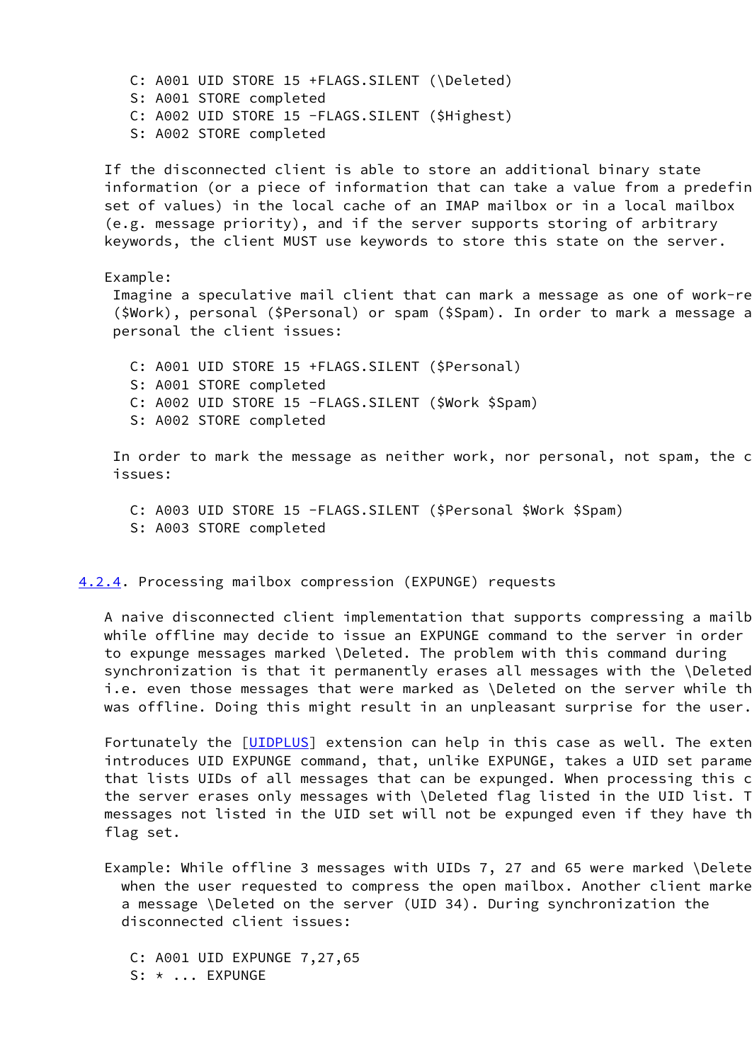```
C: A001 UID STORE 15 +FLAGS.SILENT (\Deleted)
S: A001 STORE completed
C: A002 UID STORE 15 -FLAGS.SILENT ($Highest)
S: A002 STORE completed
```

If the disconnected client is able to store an additional binary state information (or a piece of information that can take a value from a predefin set of values) in the local cache of an IMAP mailbox or in a local mailbox (e.g. message priority), and if the server supports storing of arbitrary keywords, the client MUST use keywords to store this state on the server.

Example:
Imagine a speculative mail client that can mark a message as one of work-re ($Work), personal ($Personal) or spam ($Spam). In order to mark a message a personal the client issues:

```
C: A001 UID STORE 15 +FLAGS.SILENT ($Personal)
S: A001 STORE completed
C: A002 UID STORE 15 -FLAGS.SILENT ($Work $Spam)
S: A002 STORE completed
```

In order to mark the message as neither work, nor personal, not spam, the c issues:

```
C: A003 UID STORE 15 -FLAGS.SILENT ($Personal $Work $Spam)
S: A003 STORE completed
```

### 4.2.4. Processing mailbox compression (EXPUNGE) requests

A naive disconnected client implementation that supports compressing a mailb while offline may decide to issue an EXPUNGE command to the server in order to expunge messages marked \Deleted. The problem with this command during synchronization is that it permanently erases all messages with the \Deleted i.e. even those messages that were marked as \Deleted on the server while th was offline. Doing this might result in an unpleasant surprise for the user.

Fortunately the [UIDPLUS] extension can help in this case as well. The exten introduces UID EXPUNGE command, that, unlike EXPUNGE, takes a UID set parame that lists UIDs of all messages that can be expunged. When processing this c the server erases only messages with \Deleted flag listed in the UID list. T messages not listed in the UID set will not be expunged even if they have th flag set.

Example: While offline 3 messages with UIDs 7, 27 and 65 were marked \Delete when the user requested to compress the open mailbox. Another client marke a message \Deleted on the server (UID 34). During synchronization the disconnected client issues:

```
C: A001 UID EXPUNGE 7,27,65
S: * ... EXPUNGE
```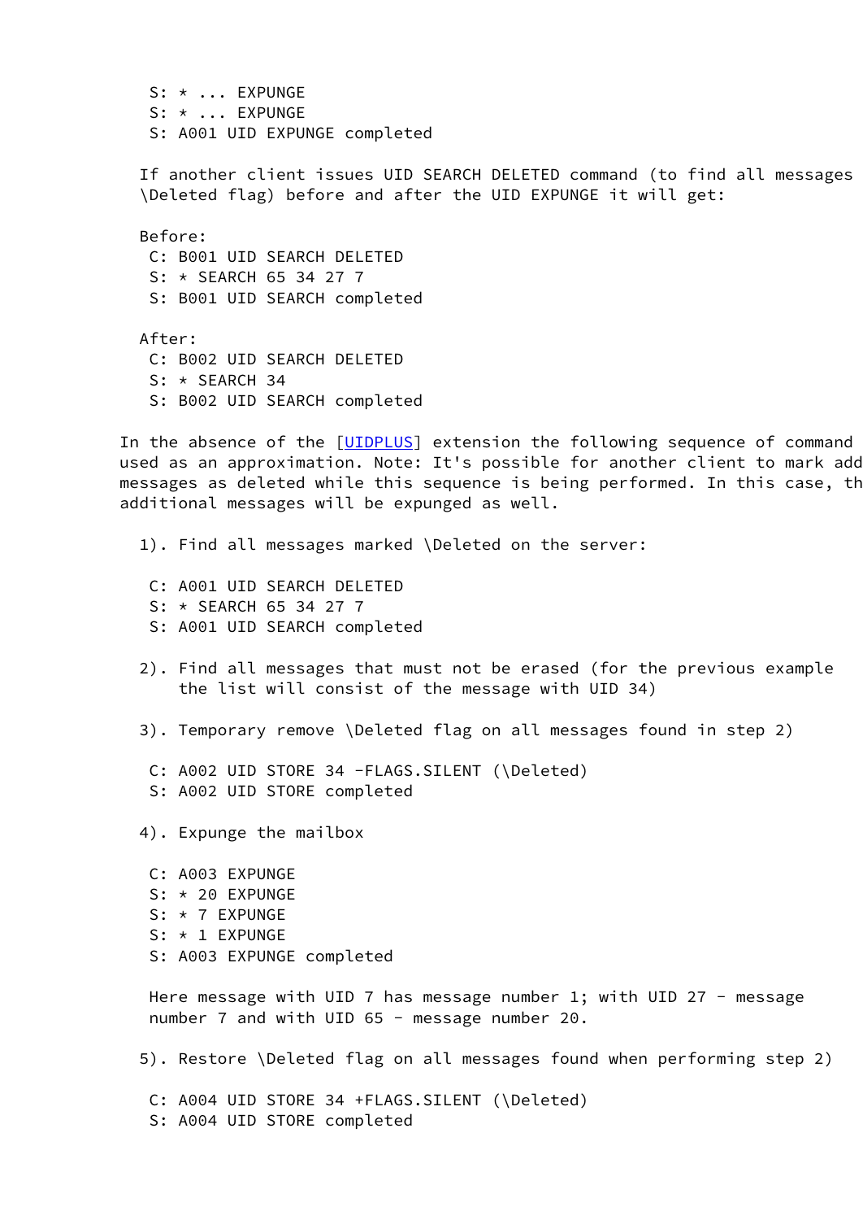```
   S: * ... EXPUNGE
   S: * ... EXPUNGE
   S: A001 UID EXPUNGE completed
```

If another client issues UID SEARCH DELETED command (to find all messages \Deleted flag) before and after the UID EXPUNGE it will get:

Before:

```
   C: B001 UID SEARCH DELETED
   S: * SEARCH 65 34 27 7
   S: B001 UID SEARCH completed
```

After:

```
   C: B002 UID SEARCH DELETED
   S: * SEARCH 34
   S: B002 UID SEARCH completed
```

In the absence of the [UIDPLUS] extension the following sequence of command used as an approximation. Note: It's possible for another client to mark add messages as deleted while this sequence is being performed. In this case, th additional messages will be expunged as well.

1). Find all messages marked \Deleted on the server:

```
   C: A001 UID SEARCH DELETED
   S: * SEARCH 65 34 27 7
   S: A001 UID SEARCH completed
```

2). Find all messages that must not be erased (for the previous example the list will consist of the message with UID 34)

3). Temporary remove \Deleted flag on all messages found in step 2)

```
   C: A002 UID STORE 34 -FLAGS.SILENT (\Deleted)
   S: A002 UID STORE completed
```

4). Expunge the mailbox

```
   C: A003 EXPUNGE
   S: * 20 EXPUNGE
   S: * 7 EXPUNGE
   S: * 1 EXPUNGE
   S: A003 EXPUNGE completed
```

Here message with UID 7 has message number 1; with UID 27 - message number 7 and with UID 65 - message number 20.

5). Restore \Deleted flag on all messages found when performing step 2)

```
   C: A004 UID STORE 34 +FLAGS.SILENT (\Deleted)
   S: A004 UID STORE completed
```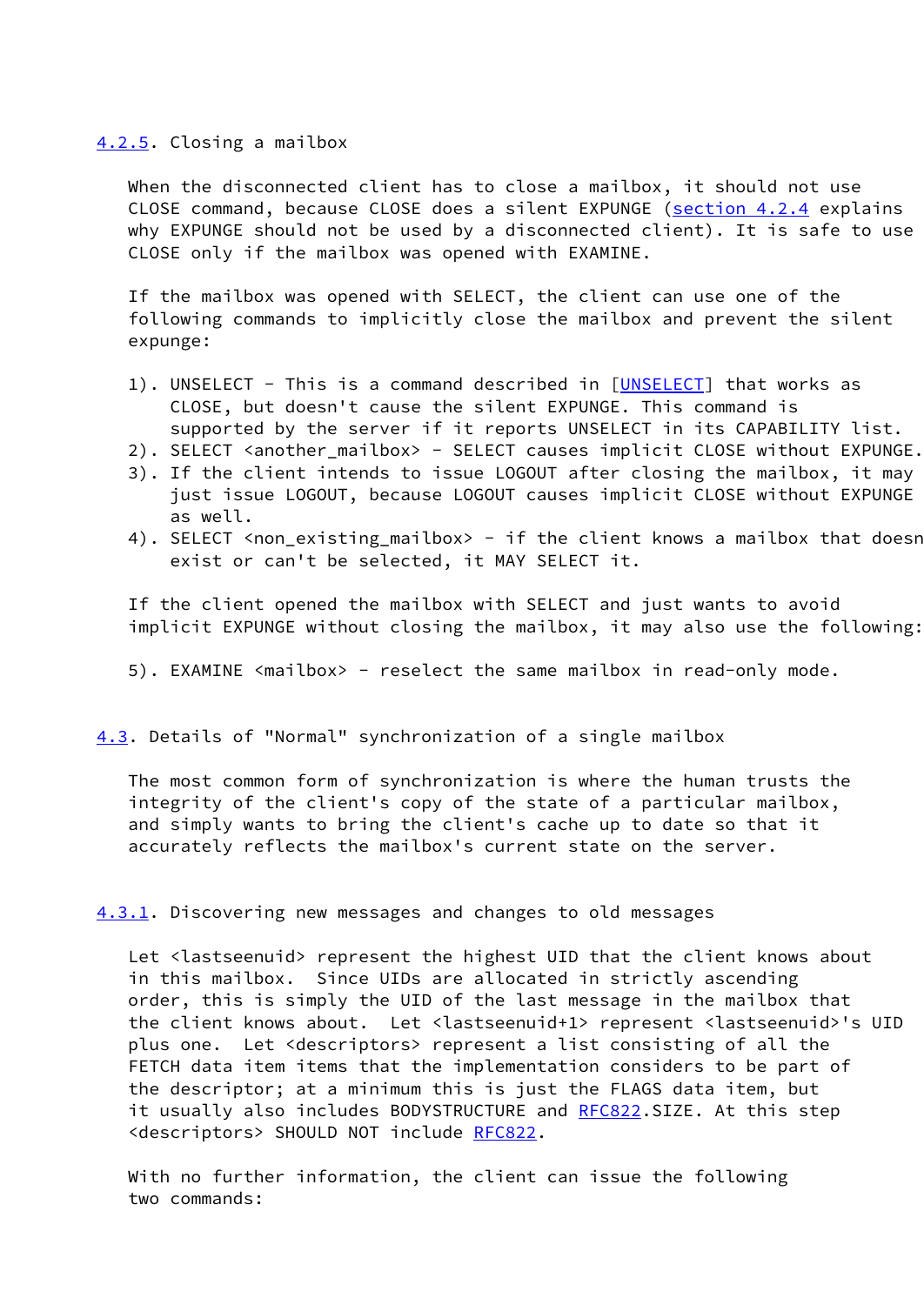### 4.2.5. Closing a mailbox

When the disconnected client has to close a mailbox, it should not use CLOSE command, because CLOSE does a silent EXPUNGE (section 4.2.4 explains why EXPUNGE should not be used by a disconnected client). It is safe to use CLOSE only if the mailbox was opened with EXAMINE.

If the mailbox was opened with SELECT, the client can use one of the following commands to implicitly close the mailbox and prevent the silent expunge:

1). UNSELECT - This is a command described in [UNSELECT] that works as CLOSE, but doesn't cause the silent EXPUNGE. This command is supported by the server if it reports UNSELECT in its CAPABILITY list.
2). SELECT <another_mailbox> - SELECT causes implicit CLOSE without EXPUNGE.
3). If the client intends to issue LOGOUT after closing the mailbox, it may just issue LOGOUT, because LOGOUT causes implicit CLOSE without EXPUNGE as well.
4). SELECT <non_existing_mailbox> - if the client knows a mailbox that doesn exist or can't be selected, it MAY SELECT it.

If the client opened the mailbox with SELECT and just wants to avoid implicit EXPUNGE without closing the mailbox, it may also use the following:

5). EXAMINE <mailbox> - reselect the same mailbox in read-only mode.

## 4.3. Details of "Normal" synchronization of a single mailbox

The most common form of synchronization is where the human trusts the integrity of the client's copy of the state of a particular mailbox, and simply wants to bring the client's cache up to date so that it accurately reflects the mailbox's current state on the server.

### 4.3.1. Discovering new messages and changes to old messages

Let <lastseenuid> represent the highest UID that the client knows about in this mailbox. Since UIDs are allocated in strictly ascending order, this is simply the UID of the last message in the mailbox that the client knows about. Let <lastseenuid+1> represent <lastseenuid>'s UID plus one. Let <descriptors> represent a list consisting of all the FETCH data item items that the implementation considers to be part of the descriptor; at a minimum this is just the FLAGS data item, but it usually also includes BODYSTRUCTURE and RFC822.SIZE. At this step <descriptors> SHOULD NOT include RFC822.

With no further information, the client can issue the following two commands: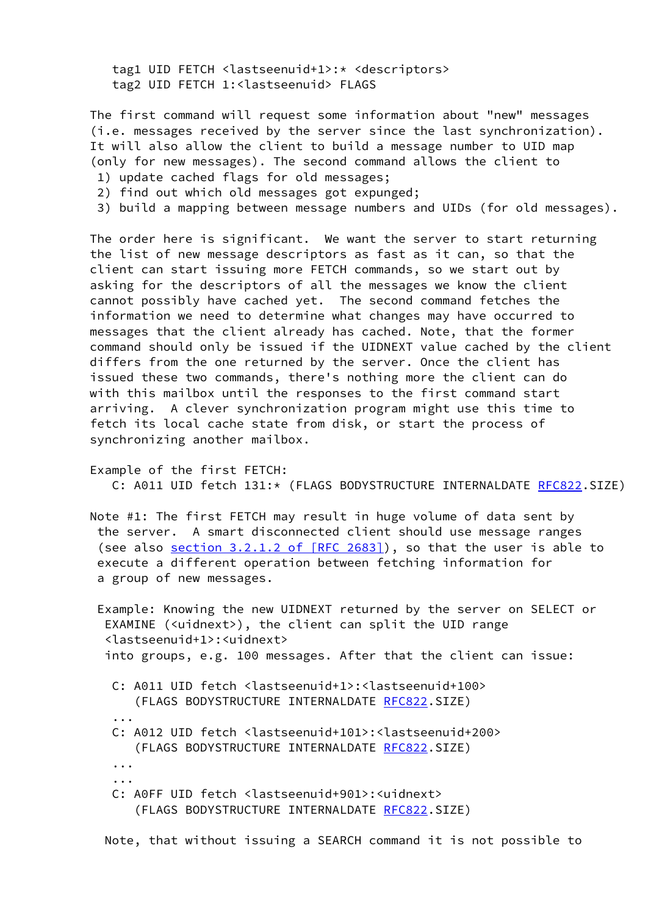```
tag1 UID FETCH <lastseenuid+1>:* <descriptors>
tag2 UID FETCH 1:<lastseenuid> FLAGS
```

The first command will request some information about "new" messages (i.e. messages received by the server since the last synchronization). It will also allow the client to build a message number to UID map (only for new messages). The second command allows the client to

1) update cached flags for old messages;
2) find out which old messages got expunged;
3) build a mapping between message numbers and UIDs (for old messages).

The order here is significant. We want the server to start returning the list of new message descriptors as fast as it can, so that the client can start issuing more FETCH commands, so we start out by asking for the descriptors of all the messages we know the client cannot possibly have cached yet. The second command fetches the information we need to determine what changes may have occurred to messages that the client already has cached. Note, that the former command should only be issued if the UIDNEXT value cached by the client differs from the one returned by the server. Once the client has issued these two commands, there's nothing more the client can do with this mailbox until the responses to the first command start arriving. A clever synchronization program might use this time to fetch its local cache state from disk, or start the process of synchronizing another mailbox.

Example of the first FETCH:

```
C: A011 UID fetch 131:* (FLAGS BODYSTRUCTURE INTERNALDATE RFC822.SIZE)
```

Note #1: The first FETCH may result in huge volume of data sent by the server. A smart disconnected client should use message ranges (see also section 3.2.1.2 of [RFC 2683]), so that the user is able to execute a different operation between fetching information for a group of new messages.

Example: Knowing the new UIDNEXT returned by the server on SELECT or EXAMINE (<uidnext>), the client can split the UID range <lastseenuid+1>:<uidnext> into groups, e.g. 100 messages. After that the client can issue:

```
C: A011 UID fetch <lastseenuid+1>:<lastseenuid+100>
   (FLAGS BODYSTRUCTURE INTERNALDATE RFC822.SIZE)
...
C: A012 UID fetch <lastseenuid+101>:<lastseenuid+200>
   (FLAGS BODYSTRUCTURE INTERNALDATE RFC822.SIZE)
...
...
C: A0FF UID fetch <lastseenuid+901>:<uidnext>
   (FLAGS BODYSTRUCTURE INTERNALDATE RFC822.SIZE)
```

Note, that without issuing a SEARCH command it is not possible to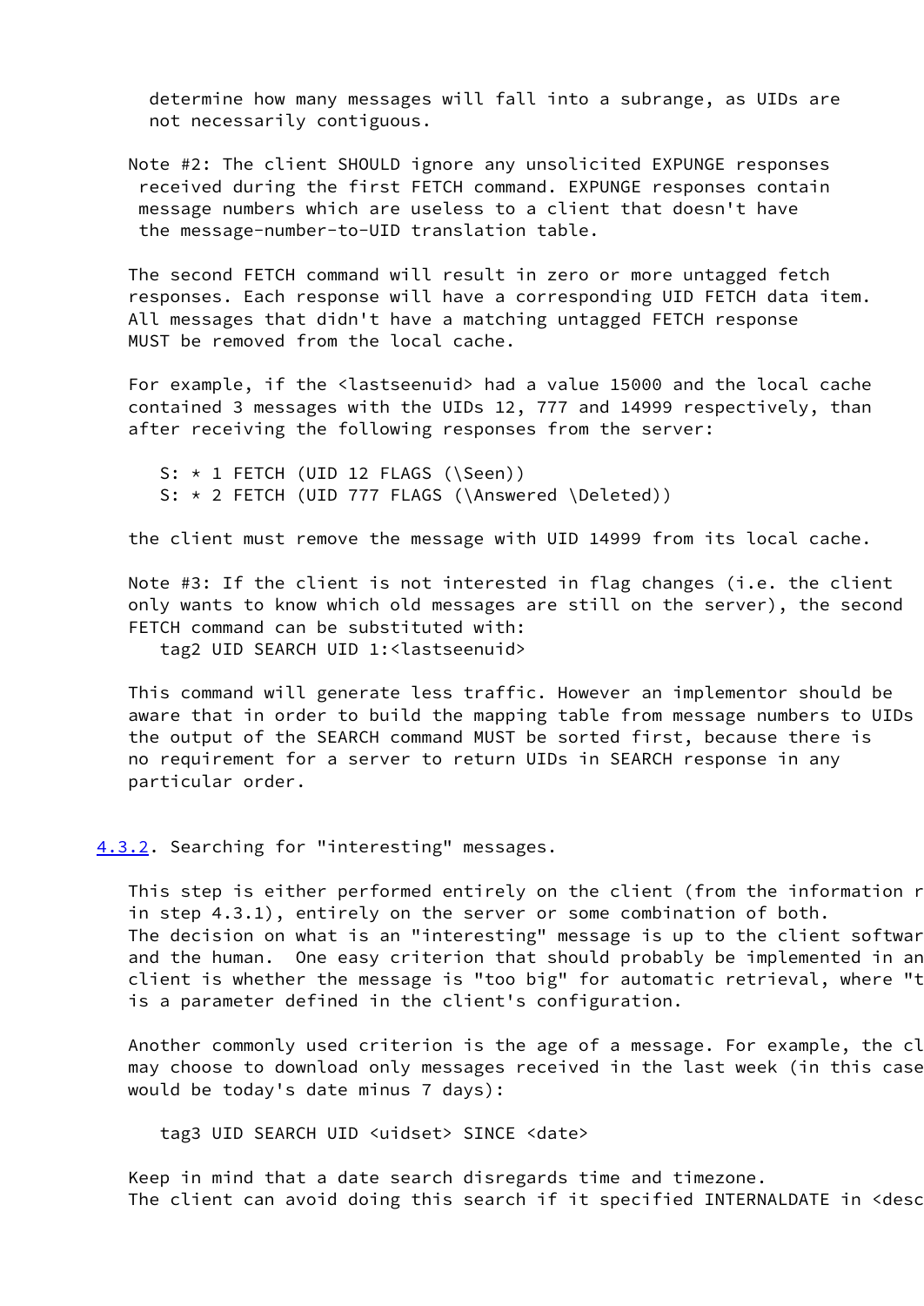determine how many messages will fall into a subrange, as UIDs are not necessarily contiguous.

Note #2: The client SHOULD ignore any unsolicited EXPUNGE responses received during the first FETCH command. EXPUNGE responses contain message numbers which are useless to a client that doesn't have the message-number-to-UID translation table.

The second FETCH command will result in zero or more untagged fetch responses. Each response will have a corresponding UID FETCH data item. All messages that didn't have a matching untagged FETCH response MUST be removed from the local cache.

For example, if the <lastseenuid> had a value 15000 and the local cache contained 3 messages with the UIDs 12, 777 and 14999 respectively, than after receiving the following responses from the server:

```
S: * 1 FETCH (UID 12 FLAGS (\Seen))
S: * 2 FETCH (UID 777 FLAGS (\Answered \Deleted))
```

the client must remove the message with UID 14999 from its local cache.

Note #3: If the client is not interested in flag changes (i.e. the client only wants to know which old messages are still on the server), the second FETCH command can be substituted with:

```
tag2 UID SEARCH UID 1:<lastseenuid>
```

This command will generate less traffic. However an implementor should be aware that in order to build the mapping table from message numbers to UIDs the output of the SEARCH command MUST be sorted first, because there is no requirement for a server to return UIDs in SEARCH response in any particular order.

### 4.3.2. Searching for "interesting" messages.

This step is either performed entirely on the client (from the information r in step 4.3.1), entirely on the server or some combination of both. The decision on what is an "interesting" message is up to the client softwar and the human. One easy criterion that should probably be implemented in an client is whether the message is "too big" for automatic retrieval, where "t is a parameter defined in the client's configuration.

Another commonly used criterion is the age of a message. For example, the cl may choose to download only messages received in the last week (in this case would be today's date minus 7 days):

```
tag3 UID SEARCH UID <uidset> SINCE <date>
```

Keep in mind that a date search disregards time and timezone. The client can avoid doing this search if it specified INTERNALDATE in <desc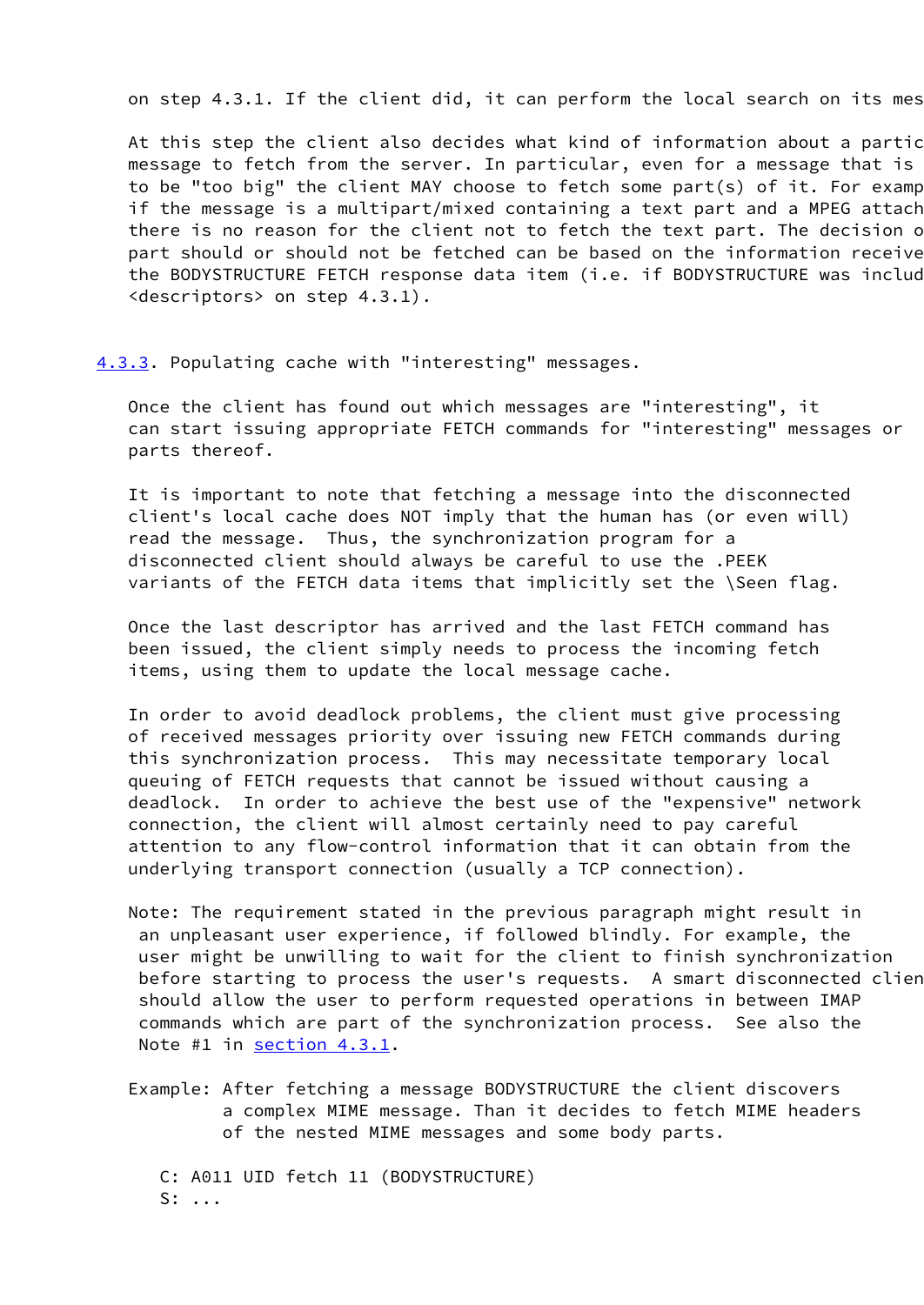on step 4.3.1. If the client did, it can perform the local search on its mes

At this step the client also decides what kind of information about a partic message to fetch from the server. In particular, even for a message that is to be "too big" the client MAY choose to fetch some part(s) of it. For examp if the message is a multipart/mixed containing a text part and a MPEG attach there is no reason for the client not to fetch the text part. The decision o part should or should not be fetched can be based on the information receive the BODYSTRUCTURE FETCH response data item (i.e. if BODYSTRUCTURE was includ <descriptors> on step 4.3.1).

### 4.3.3. Populating cache with "interesting" messages.

Once the client has found out which messages are "interesting", it can start issuing appropriate FETCH commands for "interesting" messages or parts thereof.

It is important to note that fetching a message into the disconnected client's local cache does NOT imply that the human has (or even will) read the message. Thus, the synchronization program for a disconnected client should always be careful to use the .PEEK variants of the FETCH data items that implicitly set the \Seen flag.

Once the last descriptor has arrived and the last FETCH command has been issued, the client simply needs to process the incoming fetch items, using them to update the local message cache.

In order to avoid deadlock problems, the client must give processing of received messages priority over issuing new FETCH commands during this synchronization process. This may necessitate temporary local queuing of FETCH requests that cannot be issued without causing a deadlock. In order to achieve the best use of the "expensive" network connection, the client will almost certainly need to pay careful attention to any flow-control information that it can obtain from the underlying transport connection (usually a TCP connection).

Note: The requirement stated in the previous paragraph might result in an unpleasant user experience, if followed blindly. For example, the user might be unwilling to wait for the client to finish synchronization before starting to process the user's requests. A smart disconnected clien should allow the user to perform requested operations in between IMAP commands which are part of the synchronization process. See also the Note #1 in section 4.3.1.

Example: After fetching a message BODYSTRUCTURE the client discovers a complex MIME message. Than it decides to fetch MIME headers of the nested MIME messages and some body parts.

```
C: A011 UID fetch 11 (BODYSTRUCTURE)
S: ...
```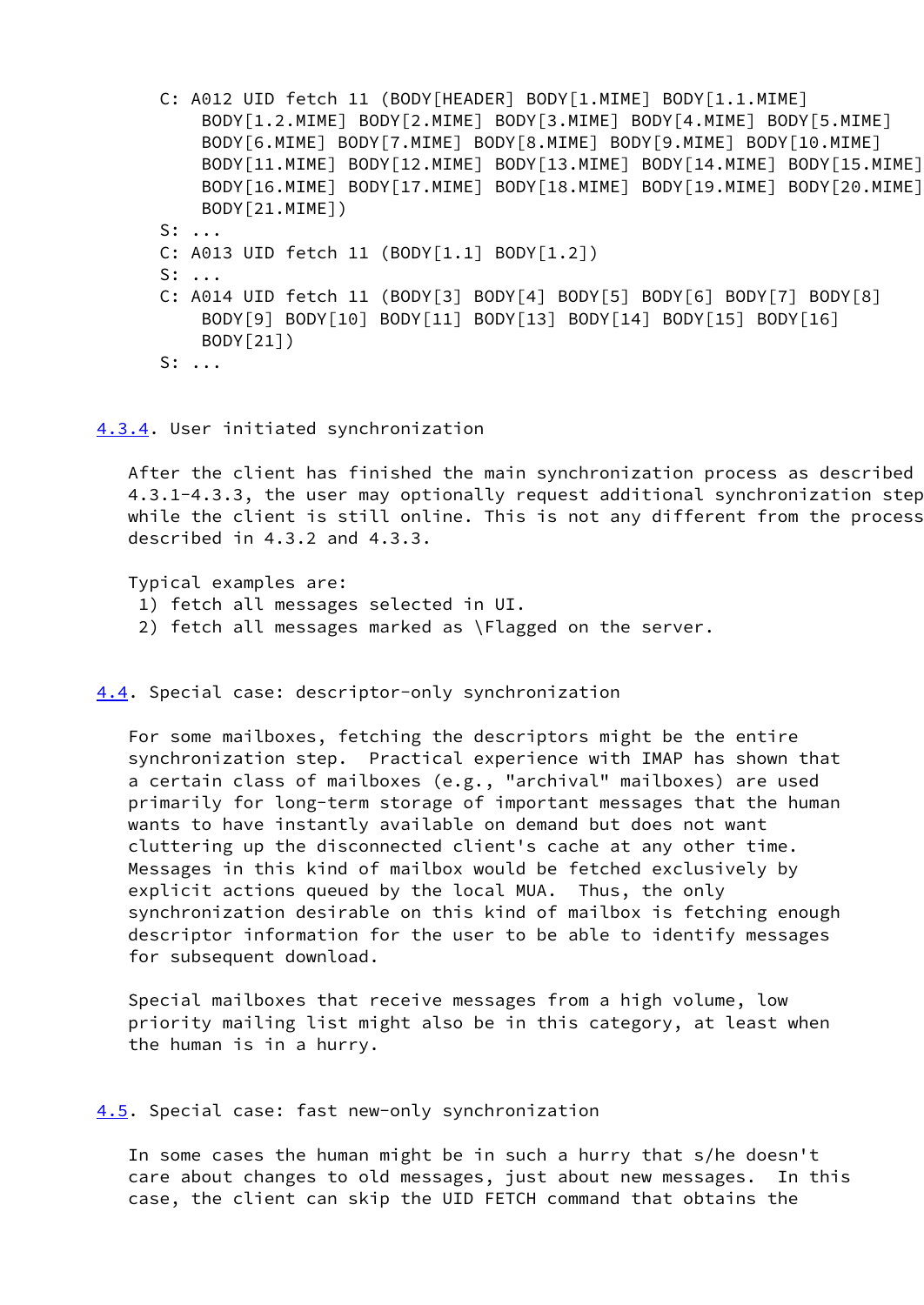```
C: A012 UID fetch 11 (BODY[HEADER] BODY[1.MIME] BODY[1.1.MIME]
    BODY[1.2.MIME] BODY[2.MIME] BODY[3.MIME] BODY[4.MIME] BODY[5.MIME]
    BODY[6.MIME] BODY[7.MIME] BODY[8.MIME] BODY[9.MIME] BODY[10.MIME]
    BODY[11.MIME] BODY[12.MIME] BODY[13.MIME] BODY[14.MIME] BODY[15.MIME]
    BODY[16.MIME] BODY[17.MIME] BODY[18.MIME] BODY[19.MIME] BODY[20.MIME]
    BODY[21.MIME])
S: ...
C: A013 UID fetch 11 (BODY[1.1] BODY[1.2])
S: ...
C: A014 UID fetch 11 (BODY[3] BODY[4] BODY[5] BODY[6] BODY[7] BODY[8]
    BODY[9] BODY[10] BODY[11] BODY[13] BODY[14] BODY[15] BODY[16]
    BODY[21])
S: ...
```

### 4.3.4. User initiated synchronization

After the client has finished the main synchronization process as described 4.3.1-4.3.3, the user may optionally request additional synchronization step while the client is still online. This is not any different from the process described in 4.3.2 and 4.3.3.

Typical examples are:

1) fetch all messages selected in UI.
2) fetch all messages marked as \Flagged on the server.

## 4.4. Special case: descriptor-only synchronization

For some mailboxes, fetching the descriptors might be the entire synchronization step. Practical experience with IMAP has shown that a certain class of mailboxes (e.g., "archival" mailboxes) are used primarily for long-term storage of important messages that the human wants to have instantly available on demand but does not want cluttering up the disconnected client's cache at any other time. Messages in this kind of mailbox would be fetched exclusively by explicit actions queued by the local MUA. Thus, the only synchronization desirable on this kind of mailbox is fetching enough descriptor information for the user to be able to identify messages for subsequent download.

Special mailboxes that receive messages from a high volume, low priority mailing list might also be in this category, at least when the human is in a hurry.

## 4.5. Special case: fast new-only synchronization

In some cases the human might be in such a hurry that s/he doesn't care about changes to old messages, just about new messages. In this case, the client can skip the UID FETCH command that obtains the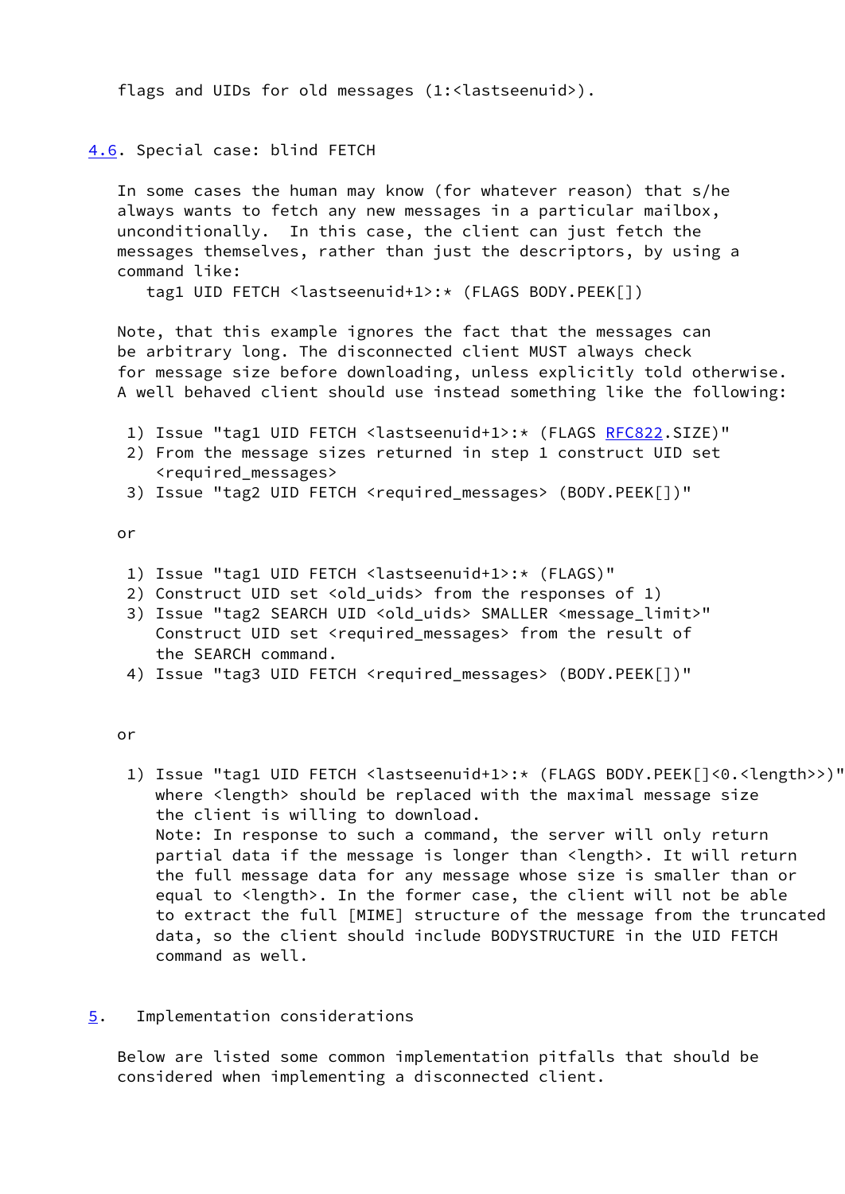flags and UIDs for old messages (1:<lastseenuid>).

## 4.6. Special case: blind FETCH

In some cases the human may know (for whatever reason) that s/he always wants to fetch any new messages in a particular mailbox, unconditionally. In this case, the client can just fetch the messages themselves, rather than just the descriptors, by using a command like:

```
tag1 UID FETCH <lastseenuid+1>:* (FLAGS BODY.PEEK[])
```

Note, that this example ignores the fact that the messages can be arbitrary long. The disconnected client MUST always check for message size before downloading, unless explicitly told otherwise. A well behaved client should use instead something like the following:

1) Issue "tag1 UID FETCH <lastseenuid+1>:* (FLAGS RFC822.SIZE)"
2) From the message sizes returned in step 1 construct UID set <required_messages>
3) Issue "tag2 UID FETCH <required_messages> (BODY.PEEK[])"

or

1) Issue "tag1 UID FETCH <lastseenuid+1>:* (FLAGS)"
2) Construct UID set <old_uids> from the responses of 1)
3) Issue "tag2 SEARCH UID <old_uids> SMALLER <message_limit>" Construct UID set <required_messages> from the result of the SEARCH command.
4) Issue "tag3 UID FETCH <required_messages> (BODY.PEEK[])"

or

1) Issue "tag1 UID FETCH <lastseenuid+1>:* (FLAGS BODY.PEEK[]<0.<length>>)" where <length> should be replaced with the maximal message size the client is willing to download.
   Note: In response to such a command, the server will only return partial data if the message is longer than <length>. It will return the full message data for any message whose size is smaller than or equal to <length>. In the former case, the client will not be able to extract the full [MIME] structure of the message from the truncated data, so the client should include BODYSTRUCTURE in the UID FETCH command as well.

# 5. Implementation considerations

Below are listed some common implementation pitfalls that should be considered when implementing a disconnected client.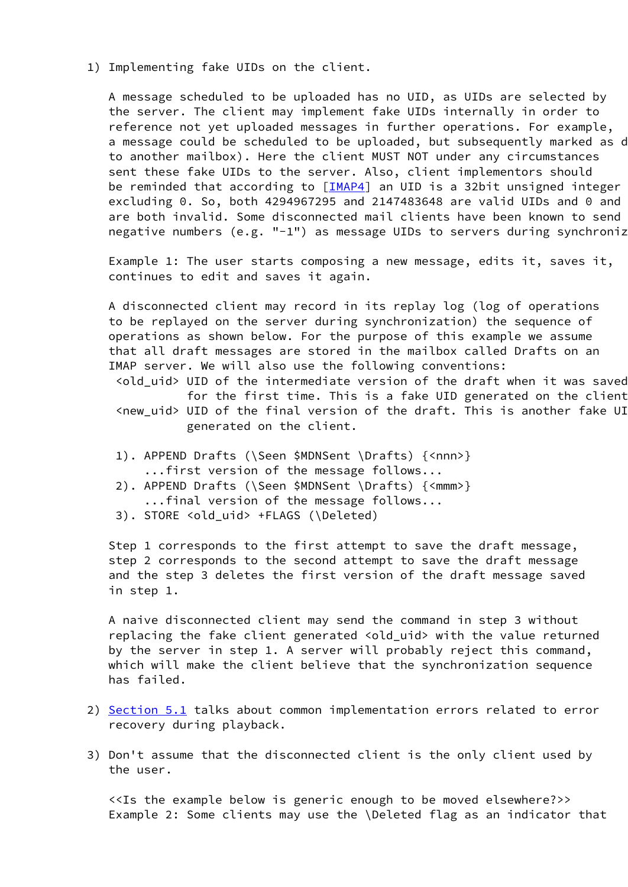1) Implementing fake UIDs on the client.

   A message scheduled to be uploaded has no UID, as UIDs are selected by the server. The client may implement fake UIDs internally in order to reference not yet uploaded messages in further operations. For example, a message could be scheduled to be uploaded, but subsequently marked as d to another mailbox). Here the client MUST NOT under any circumstances sent these fake UIDs to the server. Also, client implementors should be reminded that according to [IMAP4] an UID is a 32bit unsigned integer excluding 0. So, both 4294967295 and 2147483648 are valid UIDs and 0 and are both invalid. Some disconnected mail clients have been known to send negative numbers (e.g. "-1") as message UIDs to servers during synchroniz

   Example 1: The user starts composing a new message, edits it, saves it, continues to edit and saves it again.

   A disconnected client may record in its replay log (log of operations to be replayed on the server during synchronization) the sequence of operations as shown below. For the purpose of this example we assume that all draft messages are stored in the mailbox called Drafts on an IMAP server. We will also use the following conventions:

```
    <old_uid> UID of the intermediate version of the draft when it was saved
              for the first time. This is a fake UID generated on the client
    <new_uid> UID of the final version of the draft. This is another fake UI
              generated on the client.
```

```
    1). APPEND Drafts (\Seen $MDNSent \Drafts) {<nnn>}
        ...first version of the message follows...
    2). APPEND Drafts (\Seen $MDNSent \Drafts) {<mmm>}
        ...final version of the message follows...
    3). STORE <old_uid> +FLAGS (\Deleted)
```

   Step 1 corresponds to the first attempt to save the draft message, step 2 corresponds to the second attempt to save the draft message and the step 3 deletes the first version of the draft message saved in step 1.

   A naive disconnected client may send the command in step 3 without replacing the fake client generated <old_uid> with the value returned by the server in step 1. A server will probably reject this command, which will make the client believe that the synchronization sequence has failed.

2) Section 5.1 talks about common implementation errors related to error recovery during playback.

3) Don't assume that the disconnected client is the only client used by the user.

   <<Is the example below is generic enough to be moved elsewhere?>>
   Example 2: Some clients may use the \Deleted flag as an indicator that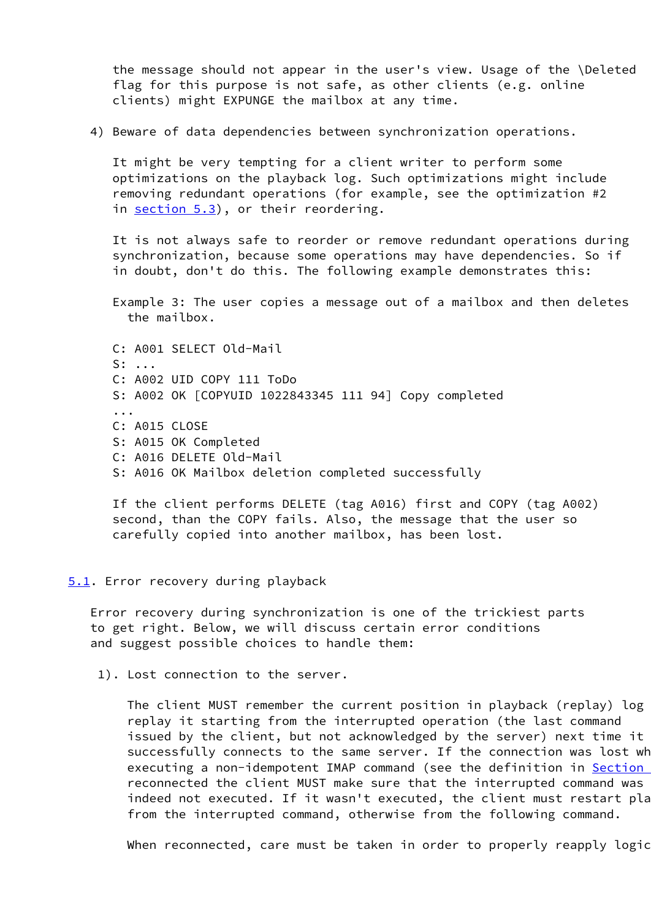the message should not appear in the user's view. Usage of the \Deleted flag for this purpose is not safe, as other clients (e.g. online clients) might EXPUNGE the mailbox at any time.

4) Beware of data dependencies between synchronization operations.

   It might be very tempting for a client writer to perform some optimizations on the playback log. Such optimizations might include removing redundant operations (for example, see the optimization #2 in section 5.3), or their reordering.

   It is not always safe to reorder or remove redundant operations during synchronization, because some operations may have dependencies. So if in doubt, don't do this. The following example demonstrates this:

   Example 3: The user copies a message out of a mailbox and then deletes the mailbox.

```
C: A001 SELECT Old-Mail
S: ...
C: A002 UID COPY 111 ToDo
S: A002 OK [COPYUID 1022843345 111 94] Copy completed
...
C: A015 CLOSE
S: A015 OK Completed
C: A016 DELETE Old-Mail
S: A016 OK Mailbox deletion completed successfully
```

   If the client performs DELETE (tag A016) first and COPY (tag A002) second, than the COPY fails. Also, the message that the user so carefully copied into another mailbox, has been lost.

## 5.1. Error recovery during playback

Error recovery during synchronization is one of the trickiest parts to get right. Below, we will discuss certain error conditions and suggest possible choices to handle them:

1). Lost connection to the server.

   The client MUST remember the current position in playback (replay) log replay it starting from the interrupted operation (the last command issued by the client, but not acknowledged by the server) next time it successfully connects to the same server. If the connection was lost wh executing a non-idempotent IMAP command (see the definition in Section reconnected the client MUST make sure that the interrupted command was indeed not executed. If it wasn't executed, the client must restart pla from the interrupted command, otherwise from the following command.

   When reconnected, care must be taken in order to properly reapply logic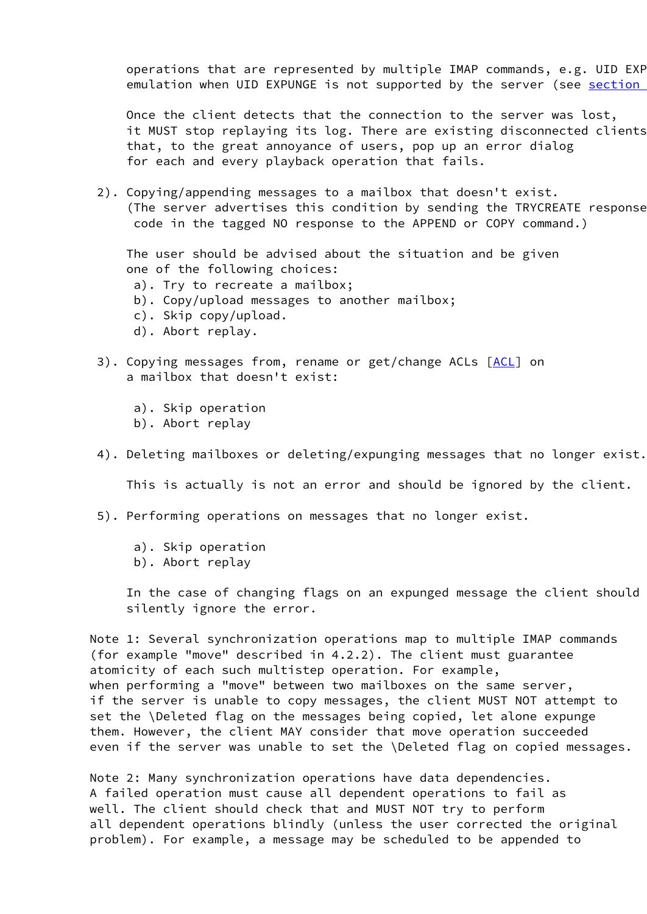operations that are represented by multiple IMAP commands, e.g. UID EXP
emulation when UID EXPUNGE is not supported by the server (see section

Once the client detects that the connection to the server was lost, it MUST stop replaying its log. There are existing disconnected clients that, to the great annoyance of users, pop up an error dialog for each and every playback operation that fails.

2). Copying/appending messages to a mailbox that doesn't exist. (The server advertises this condition by sending the TRYCREATE response code in the tagged NO response to the APPEND or COPY command.)

The user should be advised about the situation and be given one of the following choices:

a). Try to recreate a mailbox;
b). Copy/upload messages to another mailbox;
c). Skip copy/upload.
d). Abort replay.

3). Copying messages from, rename or get/change ACLs [ACL] on a mailbox that doesn't exist:

a). Skip operation
b). Abort replay

4). Deleting mailboxes or deleting/expunging messages that no longer exist.

This is actually is not an error and should be ignored by the client.

5). Performing operations on messages that no longer exist.

a). Skip operation
b). Abort replay

In the case of changing flags on an expunged message the client should silently ignore the error.

Note 1: Several synchronization operations map to multiple IMAP commands (for example "move" described in 4.2.2). The client must guarantee atomicity of each such multistep operation. For example, when performing a "move" between two mailboxes on the same server, if the server is unable to copy messages, the client MUST NOT attempt to set the \Deleted flag on the messages being copied, let alone expunge them. However, the client MAY consider that move operation succeeded even if the server was unable to set the \Deleted flag on copied messages.

Note 2: Many synchronization operations have data dependencies. A failed operation must cause all dependent operations to fail as well. The client should check that and MUST NOT try to perform all dependent operations blindly (unless the user corrected the original problem). For example, a message may be scheduled to be appended to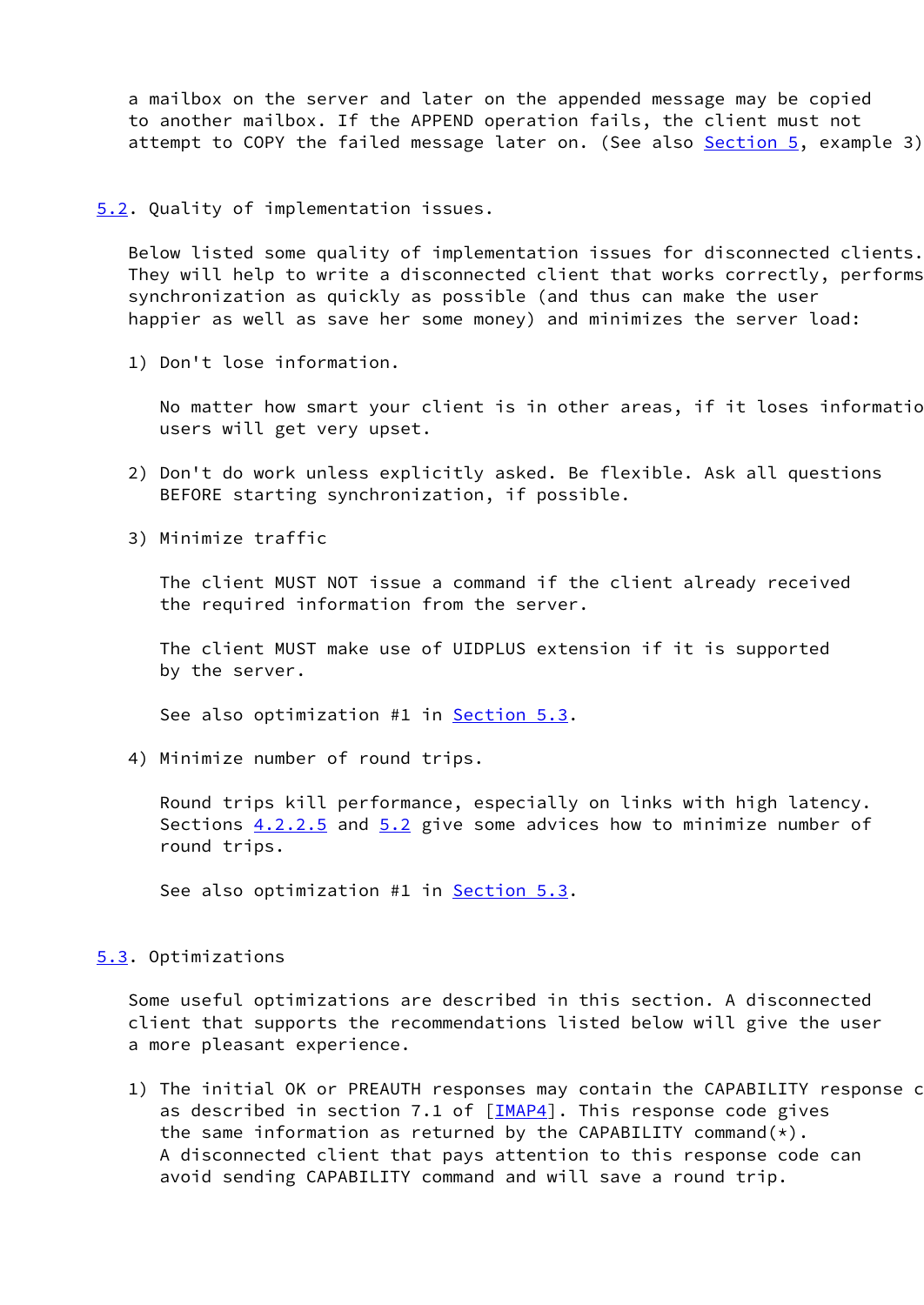a mailbox on the server and later on the appended message may be copied to another mailbox. If the APPEND operation fails, the client must not attempt to COPY the failed message later on. (See also Section 5, example 3)

## 5.2. Quality of implementation issues.

Below listed some quality of implementation issues for disconnected clients. They will help to write a disconnected client that works correctly, performs synchronization as quickly as possible (and thus can make the user happier as well as save her some money) and minimizes the server load:

1) Don't lose information.

   No matter how smart your client is in other areas, if it loses informatio users will get very upset.

2) Don't do work unless explicitly asked. Be flexible. Ask all questions BEFORE starting synchronization, if possible.

3) Minimize traffic

   The client MUST NOT issue a command if the client already received the required information from the server.

   The client MUST make use of UIDPLUS extension if it is supported by the server.

   See also optimization #1 in Section 5.3.

4) Minimize number of round trips.

   Round trips kill performance, especially on links with high latency. Sections 4.2.2.5 and 5.2 give some advices how to minimize number of round trips.

   See also optimization #1 in Section 5.3.

## 5.3. Optimizations

Some useful optimizations are described in this section. A disconnected client that supports the recommendations listed below will give the user a more pleasant experience.

1) The initial OK or PREAUTH responses may contain the CAPABILITY response c as described in section 7.1 of [IMAP4]. This response code gives the same information as returned by the CAPABILITY command(*). A disconnected client that pays attention to this response code can avoid sending CAPABILITY command and will save a round trip.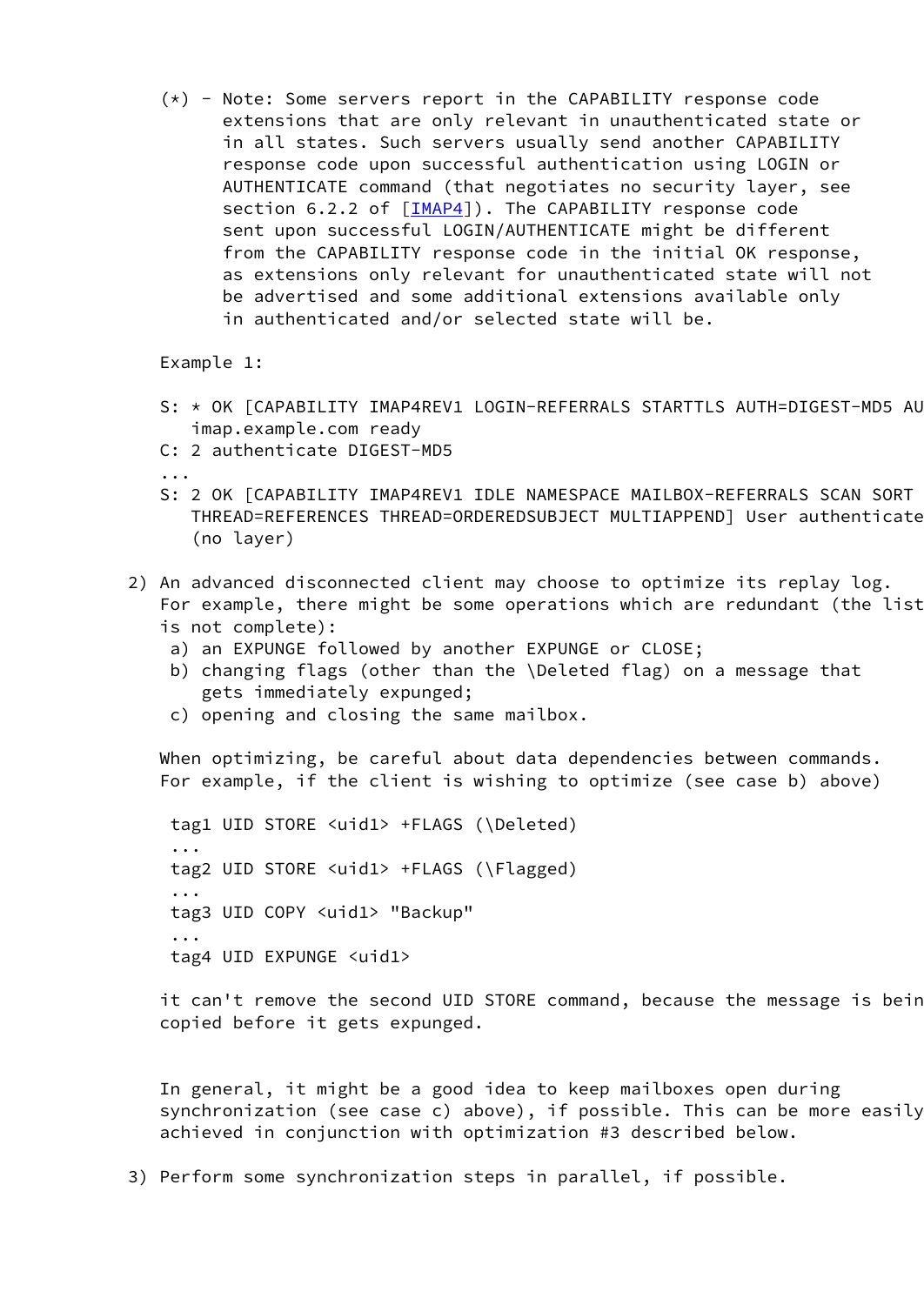(*) - Note: Some servers report in the CAPABILITY response code extensions that are only relevant in unauthenticated state or in all states. Such servers usually send another CAPABILITY response code upon successful authentication using LOGIN or AUTHENTICATE command (that negotiates no security layer, see section 6.2.2 of [IMAP4]). The CAPABILITY response code sent upon successful LOGIN/AUTHENTICATE might be different from the CAPABILITY response code in the initial OK response, as extensions only relevant for unauthenticated state will not be advertised and some additional extensions available only in authenticated and/or selected state will be.

Example 1:

```
S: * OK [CAPABILITY IMAP4REV1 LOGIN-REFERRALS STARTTLS AUTH=DIGEST-MD5 AU
   imap.example.com ready
C: 2 authenticate DIGEST-MD5
...
S: 2 OK [CAPABILITY IMAP4REV1 IDLE NAMESPACE MAILBOX-REFERRALS SCAN SORT
   THREAD=REFERENCES THREAD=ORDEREDSUBJECT MULTIAPPEND] User authenticate
   (no layer)
```

2) An advanced disconnected client may choose to optimize its replay log. For example, there might be some operations which are redundant (the list is not complete):
   a) an EXPUNGE followed by another EXPUNGE or CLOSE;
   b) changing flags (other than the \Deleted flag) on a message that gets immediately expunged;
   c) opening and closing the same mailbox.

   When optimizing, be careful about data dependencies between commands. For example, if the client is wishing to optimize (see case b) above)

```
tag1 UID STORE <uid1> +FLAGS (\Deleted)
...
tag2 UID STORE <uid1> +FLAGS (\Flagged)
...
tag3 UID COPY <uid1> "Backup"
...
tag4 UID EXPUNGE <uid1>
```

   it can't remove the second UID STORE command, because the message is bein copied before it gets expunged.

   In general, it might be a good idea to keep mailboxes open during synchronization (see case c) above), if possible. This can be more easily achieved in conjunction with optimization #3 described below.

3) Perform some synchronization steps in parallel, if possible.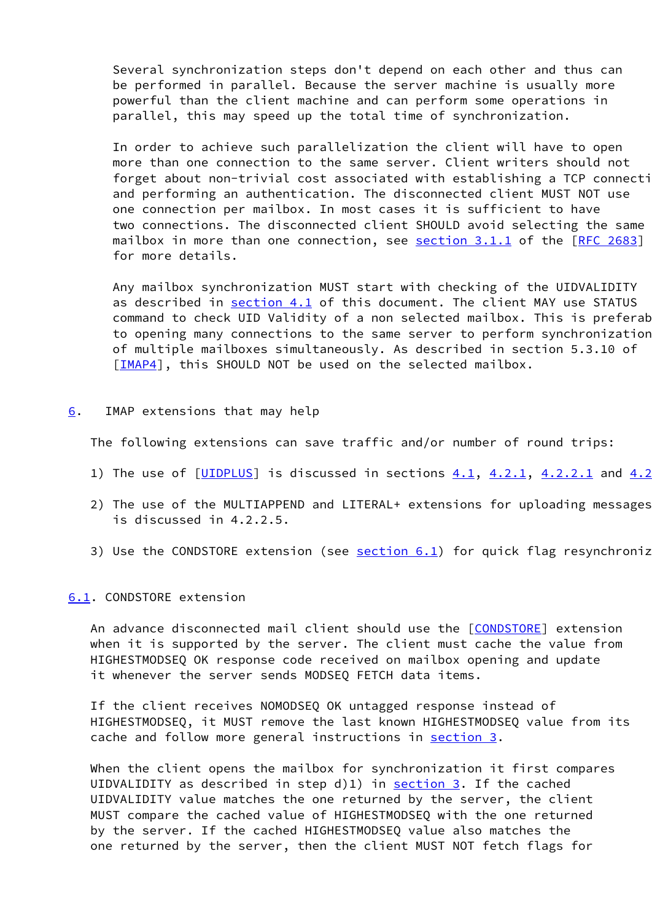Several synchronization steps don't depend on each other and thus can be performed in parallel. Because the server machine is usually more powerful than the client machine and can perform some operations in parallel, this may speed up the total time of synchronization.

In order to achieve such parallelization the client will have to open more than one connection to the same server. Client writers should not forget about non-trivial cost associated with establishing a TCP connecti and performing an authentication. The disconnected client MUST NOT use one connection per mailbox. In most cases it is sufficient to have two connections. The disconnected client SHOULD avoid selecting the same mailbox in more than one connection, see section 3.1.1 of the [RFC 2683] for more details.

Any mailbox synchronization MUST start with checking of the UIDVALIDITY as described in section 4.1 of this document. The client MAY use STATUS command to check UID Validity of a non selected mailbox. This is preferab to opening many connections to the same server to perform synchronization of multiple mailboxes simultaneously. As described in section 5.3.10 of [IMAP4], this SHOULD NOT be used on the selected mailbox.

## 6. IMAP extensions that may help

The following extensions can save traffic and/or number of round trips:

1) The use of [UIDPLUS] is discussed in sections 4.1, 4.2.1, 4.2.2.1 and 4.2

2) The use of the MULTIAPPEND and LITERAL+ extensions for uploading messages is discussed in 4.2.2.5.

3) Use the CONDSTORE extension (see section 6.1) for quick flag resynchroniz

### 6.1. CONDSTORE extension

An advance disconnected mail client should use the [CONDSTORE] extension when it is supported by the server. The client must cache the value from HIGHESTMODSEQ OK response code received on mailbox opening and update it whenever the server sends MODSEQ FETCH data items.

If the client receives NOMODSEQ OK untagged response instead of HIGHESTMODSEQ, it MUST remove the last known HIGHESTMODSEQ value from its cache and follow more general instructions in section 3.

When the client opens the mailbox for synchronization it first compares UIDVALIDITY as described in step d)1) in section 3. If the cached UIDVALIDITY value matches the one returned by the server, the client MUST compare the cached value of HIGHESTMODSEQ with the one returned by the server. If the cached HIGHESTMODSEQ value also matches the one returned by the server, then the client MUST NOT fetch flags for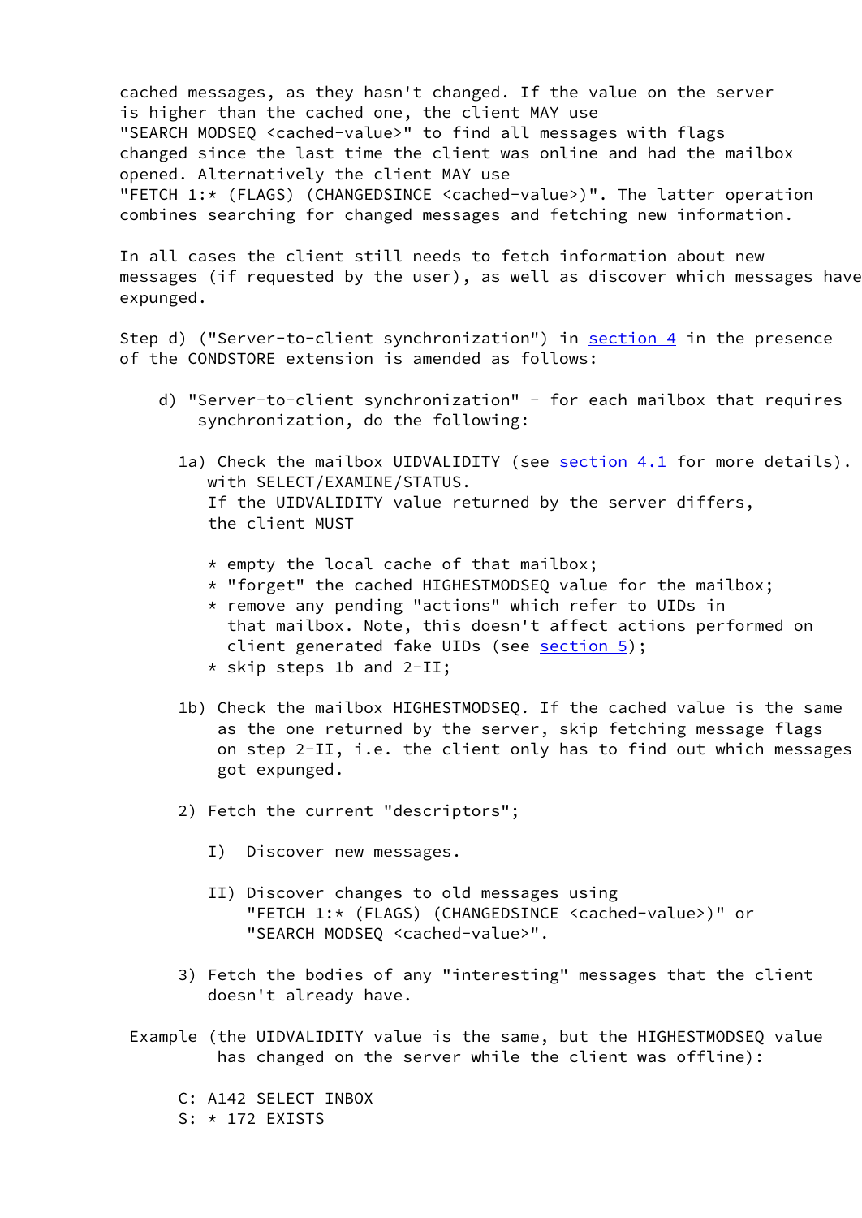cached messages, as they hasn't changed. If the value on the server is higher than the cached one, the client MAY use "SEARCH MODSEQ <cached-value>" to find all messages with flags changed since the last time the client was online and had the mailbox opened. Alternatively the client MAY use "FETCH 1:* (FLAGS) (CHANGEDSINCE <cached-value>)". The latter operation combines searching for changed messages and fetching new information.

In all cases the client still needs to fetch information about new messages (if requested by the user), as well as discover which messages have expunged.

Step d) ("Server-to-client synchronization") in section 4 in the presence of the CONDSTORE extension is amended as follows:

d) "Server-to-client synchronization" - for each mailbox that requires synchronization, do the following:

1a) Check the mailbox UIDVALIDITY (see section 4.1 for more details). with SELECT/EXAMINE/STATUS.
If the UIDVALIDITY value returned by the server differs, the client MUST

* empty the local cache of that mailbox;
* "forget" the cached HIGHESTMODSEQ value for the mailbox;
* remove any pending "actions" which refer to UIDs in that mailbox. Note, this doesn't affect actions performed on client generated fake UIDs (see section 5);
* skip steps 1b and 2-II;

1b) Check the mailbox HIGHESTMODSEQ. If the cached value is the same as the one returned by the server, skip fetching message flags on step 2-II, i.e. the client only has to find out which messages got expunged.

2) Fetch the current "descriptors";

I) Discover new messages.

II) Discover changes to old messages using "FETCH 1:* (FLAGS) (CHANGEDSINCE <cached-value>)" or "SEARCH MODSEQ <cached-value>".

3) Fetch the bodies of any "interesting" messages that the client doesn't already have.

Example (the UIDVALIDITY value is the same, but the HIGHESTMODSEQ value has changed on the server while the client was offline):

```
C: A142 SELECT INBOX
S: * 172 EXISTS
```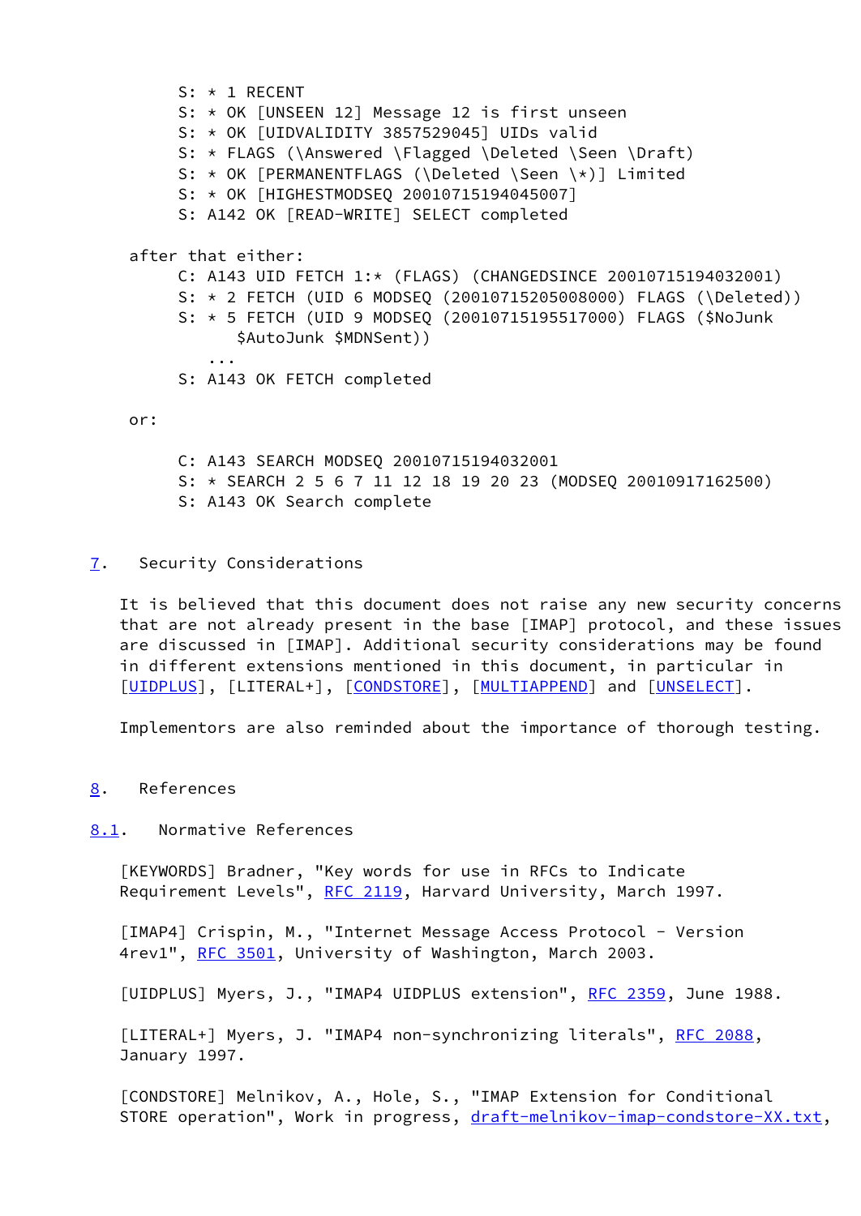```
     S: * 1 RECENT
     S: * OK [UNSEEN 12] Message 12 is first unseen
     S: * OK [UIDVALIDITY 3857529045] UIDs valid
     S: * FLAGS (\Answered \Flagged \Deleted \Seen \Draft)
     S: * OK [PERMANENTFLAGS (\Deleted \Seen \*)] Limited
     S: * OK [HIGHESTMODSEQ 20010715194045007]
     S: A142 OK [READ-WRITE] SELECT completed
```

after that either:

```
     C: A143 UID FETCH 1:* (FLAGS) (CHANGEDSINCE 20010715194032001)
     S: * 2 FETCH (UID 6 MODSEQ (20010715205008000) FLAGS (\Deleted))
     S: * 5 FETCH (UID 9 MODSEQ (20010715195517000) FLAGS ($NoJunk
           $AutoJunk $MDNSent))
        ...
     S: A143 OK FETCH completed
```

or:

```
     C: A143 SEARCH MODSEQ 20010715194032001
     S: * SEARCH 2 5 6 7 11 12 18 19 20 23 (MODSEQ 20010917162500)
     S: A143 OK Search complete
```

## 7. Security Considerations

It is believed that this document does not raise any new security concerns that are not already present in the base [IMAP] protocol, and these issues are discussed in [IMAP]. Additional security considerations may be found in different extensions mentioned in this document, in particular in [UIDPLUS], [LITERAL+], [CONDSTORE], [MULTIAPPEND] and [UNSELECT].

Implementors are also reminded about the importance of thorough testing.

## 8. References

### 8.1. Normative References

[KEYWORDS] Bradner, "Key words for use in RFCs to Indicate Requirement Levels", RFC 2119, Harvard University, March 1997.

[IMAP4] Crispin, M., "Internet Message Access Protocol - Version 4rev1", RFC 3501, University of Washington, March 2003.

[UIDPLUS] Myers, J., "IMAP4 UIDPLUS extension", RFC 2359, June 1988.

[LITERAL+] Myers, J. "IMAP4 non-synchronizing literals", RFC 2088, January 1997.

[CONDSTORE] Melnikov, A., Hole, S., "IMAP Extension for Conditional STORE operation", Work in progress, draft-melnikov-imap-condstore-XX.txt,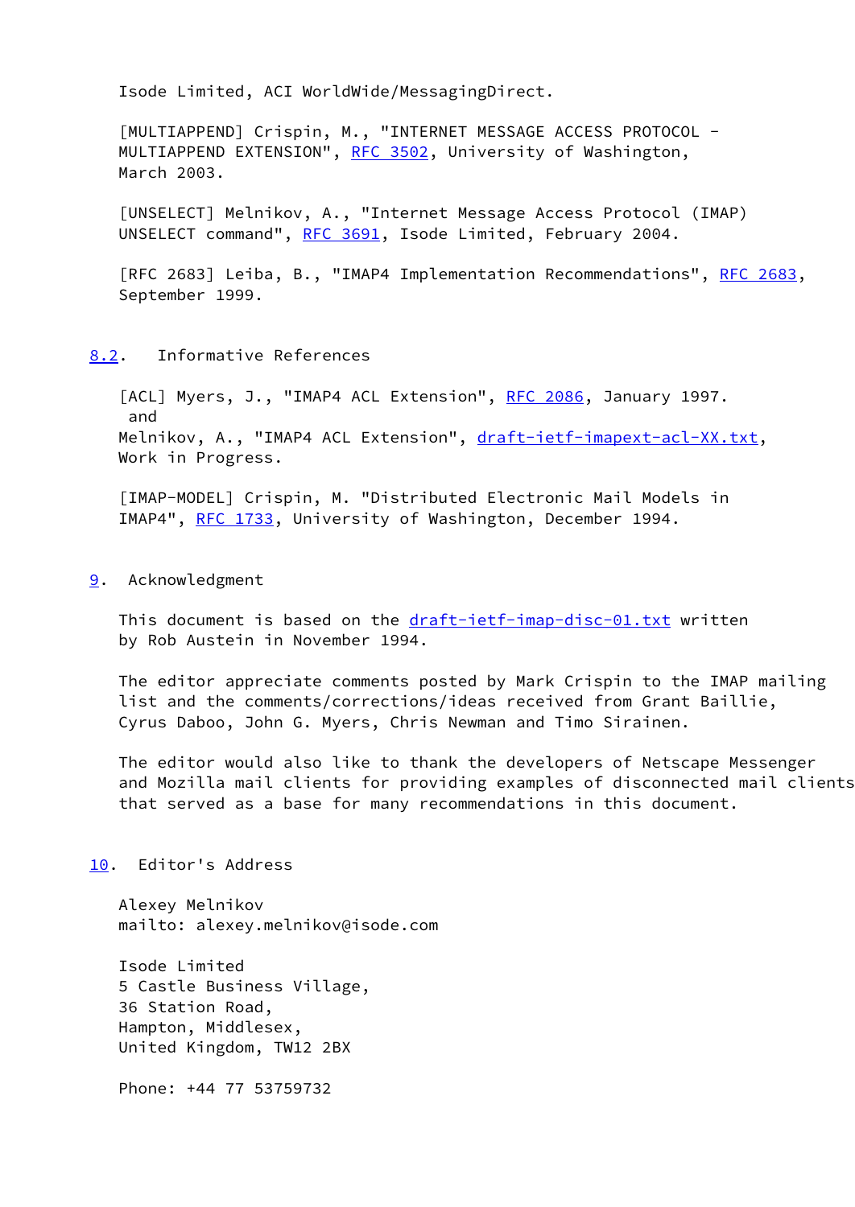Isode Limited, ACI WorldWide/MessagingDirect.

[MULTIAPPEND] Crispin, M., "INTERNET MESSAGE ACCESS PROTOCOL - MULTIAPPEND EXTENSION", RFC 3502, University of Washington, March 2003.

[UNSELECT] Melnikov, A., "Internet Message Access Protocol (IMAP) UNSELECT command", RFC 3691, Isode Limited, February 2004.

[RFC 2683] Leiba, B., "IMAP4 Implementation Recommendations", RFC 2683, September 1999.

## 8.2. Informative References

[ACL] Myers, J., "IMAP4 ACL Extension", RFC 2086, January 1997. and Melnikov, A., "IMAP4 ACL Extension", draft-ietf-imapext-acl-XX.txt, Work in Progress.

[IMAP-MODEL] Crispin, M. "Distributed Electronic Mail Models in IMAP4", RFC 1733, University of Washington, December 1994.

# 9. Acknowledgment

This document is based on the draft-ietf-imap-disc-01.txt written by Rob Austein in November 1994.

The editor appreciate comments posted by Mark Crispin to the IMAP mailing list and the comments/corrections/ideas received from Grant Baillie, Cyrus Daboo, John G. Myers, Chris Newman and Timo Sirainen.

The editor would also like to thank the developers of Netscape Messenger and Mozilla mail clients for providing examples of disconnected mail clients that served as a base for many recommendations in this document.

# 10. Editor's Address

Alexey Melnikov
mailto: alexey.melnikov@isode.com

Isode Limited
5 Castle Business Village,
36 Station Road,
Hampton, Middlesex,
United Kingdom, TW12 2BX

Phone: +44 77 53759732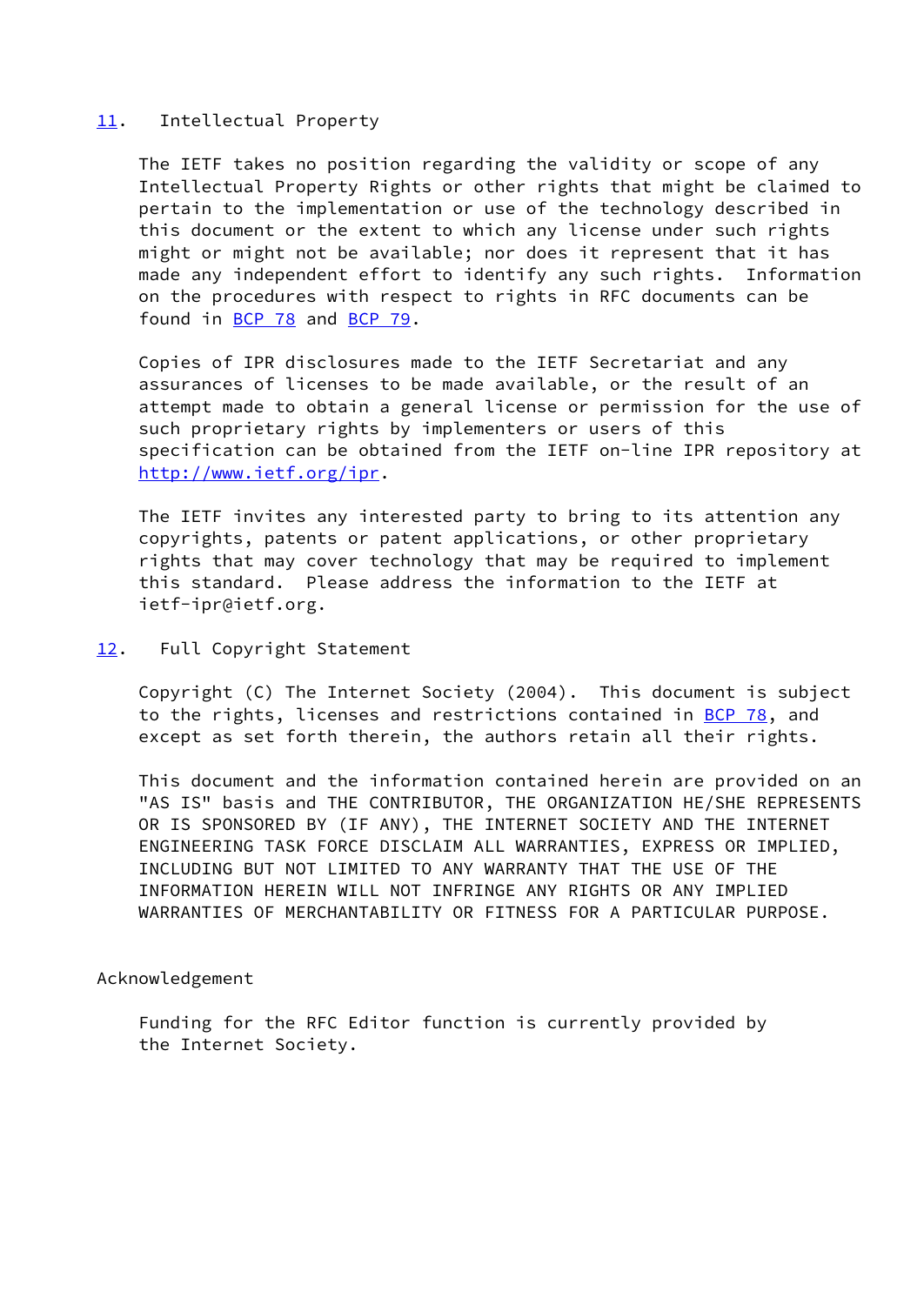## 11. Intellectual Property

The IETF takes no position regarding the validity or scope of any Intellectual Property Rights or other rights that might be claimed to pertain to the implementation or use of the technology described in this document or the extent to which any license under such rights might or might not be available; nor does it represent that it has made any independent effort to identify any such rights. Information on the procedures with respect to rights in RFC documents can be found in BCP 78 and BCP 79.

Copies of IPR disclosures made to the IETF Secretariat and any assurances of licenses to be made available, or the result of an attempt made to obtain a general license or permission for the use of such proprietary rights by implementers or users of this specification can be obtained from the IETF on-line IPR repository at http://www.ietf.org/ipr.

The IETF invites any interested party to bring to its attention any copyrights, patents or patent applications, or other proprietary rights that may cover technology that may be required to implement this standard. Please address the information to the IETF at ietf-ipr@ietf.org.

## 12. Full Copyright Statement

Copyright (C) The Internet Society (2004). This document is subject to the rights, licenses and restrictions contained in BCP 78, and except as set forth therein, the authors retain all their rights.

This document and the information contained herein are provided on an "AS IS" basis and THE CONTRIBUTOR, THE ORGANIZATION HE/SHE REPRESENTS OR IS SPONSORED BY (IF ANY), THE INTERNET SOCIETY AND THE INTERNET ENGINEERING TASK FORCE DISCLAIM ALL WARRANTIES, EXPRESS OR IMPLIED, INCLUDING BUT NOT LIMITED TO ANY WARRANTY THAT THE USE OF THE INFORMATION HEREIN WILL NOT INFRINGE ANY RIGHTS OR ANY IMPLIED WARRANTIES OF MERCHANTABILITY OR FITNESS FOR A PARTICULAR PURPOSE.

## Acknowledgement

Funding for the RFC Editor function is currently provided by the Internet Society.